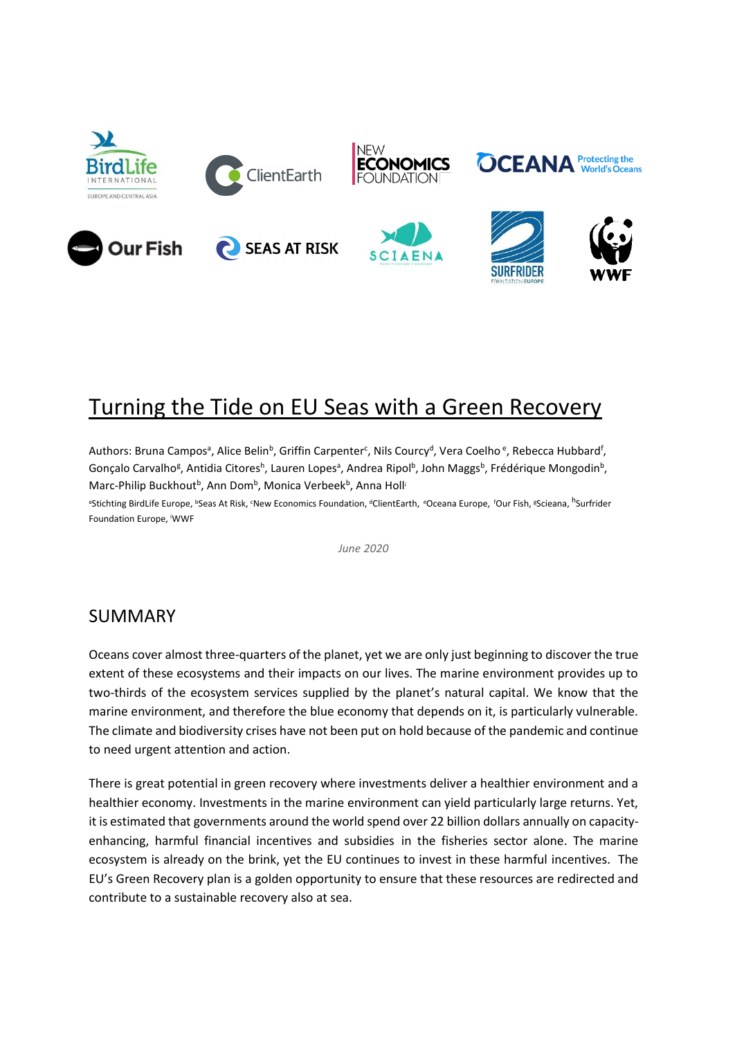# Turning the Tide on EU Seas with a Green Recovery

Authors: Bruna Campos[a], Alice Belin[b], Griffin Carpenter[c], Nils Courcy[d], Vera Coelho[e], Rebecca Hubbard[f], Gonçalo Carvalho[g], Antidia Citores[h], Lauren Lopes[a], Andrea Ripol[b], John Maggs[b], Frédérique Mongodin[b], Marc-Philip Buckhout[b], Ann Dom[b], Monica Verbeek[b], Anna Holl[i]

[a]Stichting BirdLife Europe, [b]Seas At Risk, [c]New Economics Foundation, [d]ClientEarth, [e]Oceana Europe, [f]Our Fish, [g]Scieana, [h]Surfrider Foundation Europe, [i]WWF

*June 2020*

## SUMMARY

Oceans cover almost three-quarters of the planet, yet we are only just beginning to discover the true extent of these ecosystems and their impacts on our lives. The marine environment provides up to two-thirds of the ecosystem services supplied by the planet's natural capital. We know that the marine environment, and therefore the blue economy that depends on it, is particularly vulnerable. The climate and biodiversity crises have not been put on hold because of the pandemic and continue to need urgent attention and action.

There is great potential in green recovery where investments deliver a healthier environment and a healthier economy. Investments in the marine environment can yield particularly large returns. Yet, it is estimated that governments around the world spend over 22 billion dollars annually on capacity-enhancing, harmful financial incentives and subsidies in the fisheries sector alone. The marine ecosystem is already on the brink, yet the EU continues to invest in these harmful incentives. The EU's Green Recovery plan is a golden opportunity to ensure that these resources are redirected and contribute to a sustainable recovery also at sea.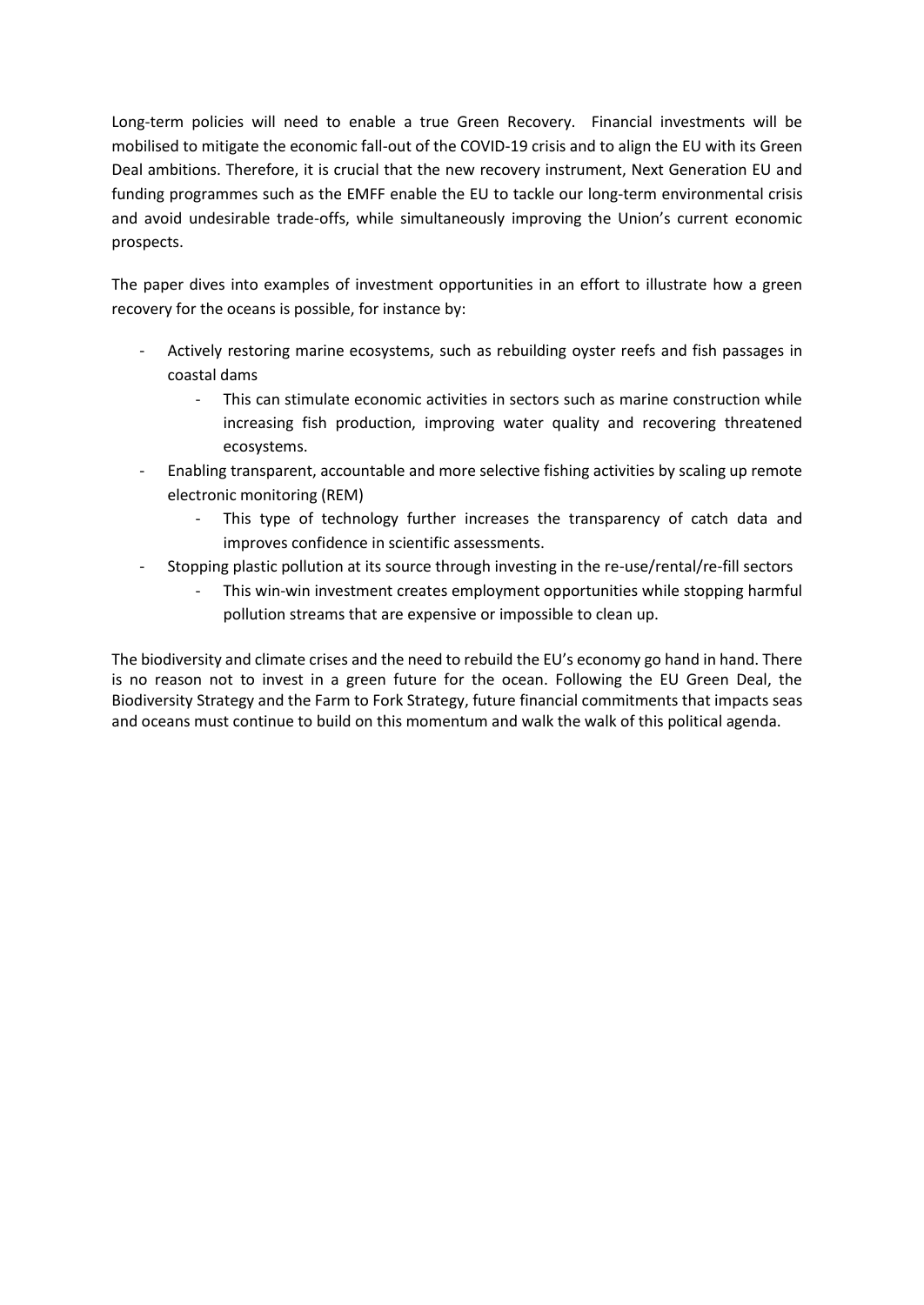Long-term policies will need to enable a true Green Recovery. Financial investments will be mobilised to mitigate the economic fall-out of the COVID-19 crisis and to align the EU with its Green Deal ambitions. Therefore, it is crucial that the new recovery instrument, Next Generation EU and funding programmes such as the EMFF enable the EU to tackle our long-term environmental crisis and avoid undesirable trade-offs, while simultaneously improving the Union's current economic prospects.

The paper dives into examples of investment opportunities in an effort to illustrate how a green recovery for the oceans is possible, for instance by:

- Actively restoring marine ecosystems, such as rebuilding oyster reefs and fish passages in coastal dams
    - This can stimulate economic activities in sectors such as marine construction while increasing fish production, improving water quality and recovering threatened ecosystems.
- Enabling transparent, accountable and more selective fishing activities by scaling up remote electronic monitoring (REM)
    - This type of technology further increases the transparency of catch data and improves confidence in scientific assessments.
- Stopping plastic pollution at its source through investing in the re-use/rental/re-fill sectors
    - This win-win investment creates employment opportunities while stopping harmful pollution streams that are expensive or impossible to clean up.

The biodiversity and climate crises and the need to rebuild the EU's economy go hand in hand. There is no reason not to invest in a green future for the ocean. Following the EU Green Deal, the Biodiversity Strategy and the Farm to Fork Strategy, future financial commitments that impacts seas and oceans must continue to build on this momentum and walk the walk of this political agenda.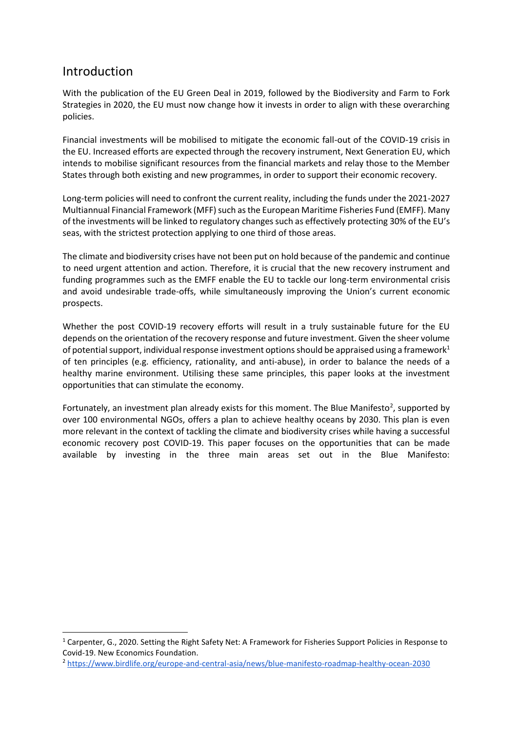## Introduction

With the publication of the EU Green Deal in 2019, followed by the Biodiversity and Farm to Fork Strategies in 2020, the EU must now change how it invests in order to align with these overarching policies.

Financial investments will be mobilised to mitigate the economic fall-out of the COVID-19 crisis in the EU. Increased efforts are expected through the recovery instrument, Next Generation EU, which intends to mobilise significant resources from the financial markets and relay those to the Member States through both existing and new programmes, in order to support their economic recovery.

Long-term policies will need to confront the current reality, including the funds under the 2021-2027 Multiannual Financial Framework (MFF) such as the European Maritime Fisheries Fund (EMFF). Many of the investments will be linked to regulatory changes such as effectively protecting 30% of the EU's seas, with the strictest protection applying to one third of those areas.

The climate and biodiversity crises have not been put on hold because of the pandemic and continue to need urgent attention and action. Therefore, it is crucial that the new recovery instrument and funding programmes such as the EMFF enable the EU to tackle our long-term environmental crisis and avoid undesirable trade-offs, while simultaneously improving the Union's current economic prospects.

Whether the post COVID-19 recovery efforts will result in a truly sustainable future for the EU depends on the orientation of the recovery response and future investment. Given the sheer volume of potential support, individual response investment options should be appraised using a framework[1] of ten principles (e.g. efficiency, rationality, and anti-abuse), in order to balance the needs of a healthy marine environment. Utilising these same principles, this paper looks at the investment opportunities that can stimulate the economy.

Fortunately, an investment plan already exists for this moment. The Blue Manifesto[2], supported by over 100 environmental NGOs, offers a plan to achieve healthy oceans by 2030. This plan is even more relevant in the context of tackling the climate and biodiversity crises while having a successful economic recovery post COVID-19. This paper focuses on the opportunities that can be made available by investing in the three main areas set out in the Blue Manifesto:

[1] Carpenter, G., 2020. Setting the Right Safety Net: A Framework for Fisheries Support Policies in Response to Covid-19. New Economics Foundation.

[2] https://www.birdlife.org/europe-and-central-asia/news/blue-manifesto-roadmap-healthy-ocean-2030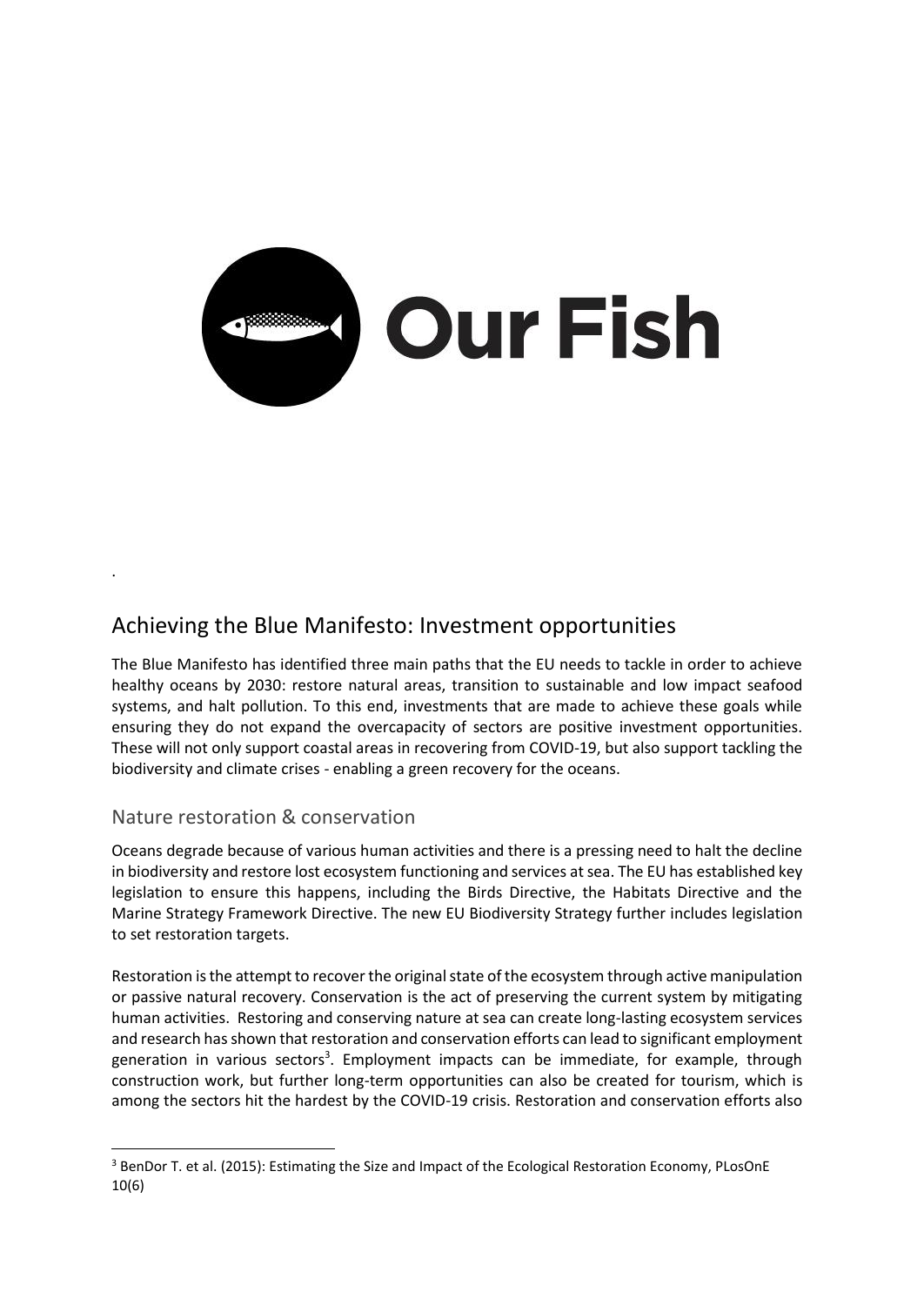## Achieving the Blue Manifesto: Investment opportunities

The Blue Manifesto has identified three main paths that the EU needs to tackle in order to achieve healthy oceans by 2030: restore natural areas, transition to sustainable and low impact seafood systems, and halt pollution. To this end, investments that are made to achieve these goals while ensuring they do not expand the overcapacity of sectors are positive investment opportunities. These will not only support coastal areas in recovering from COVID-19, but also support tackling the biodiversity and climate crises - enabling a green recovery for the oceans.

### Nature restoration & conservation

Oceans degrade because of various human activities and there is a pressing need to halt the decline in biodiversity and restore lost ecosystem functioning and services at sea. The EU has established key legislation to ensure this happens, including the Birds Directive, the Habitats Directive and the Marine Strategy Framework Directive. The new EU Biodiversity Strategy further includes legislation to set restoration targets.

Restoration is the attempt to recover the original state of the ecosystem through active manipulation or passive natural recovery. Conservation is the act of preserving the current system by mitigating human activities. Restoring and conserving nature at sea can create long-lasting ecosystem services and research has shown that restoration and conservation efforts can lead to significant employment generation in various sectors[3]. Employment impacts can be immediate, for example, through construction work, but further long-term opportunities can also be created for tourism, which is among the sectors hit the hardest by the COVID-19 crisis. Restoration and conservation efforts also

---

[3] BenDor T. et al. (2015): Estimating the Size and Impact of the Ecological Restoration Economy, PLosOnE 10(6)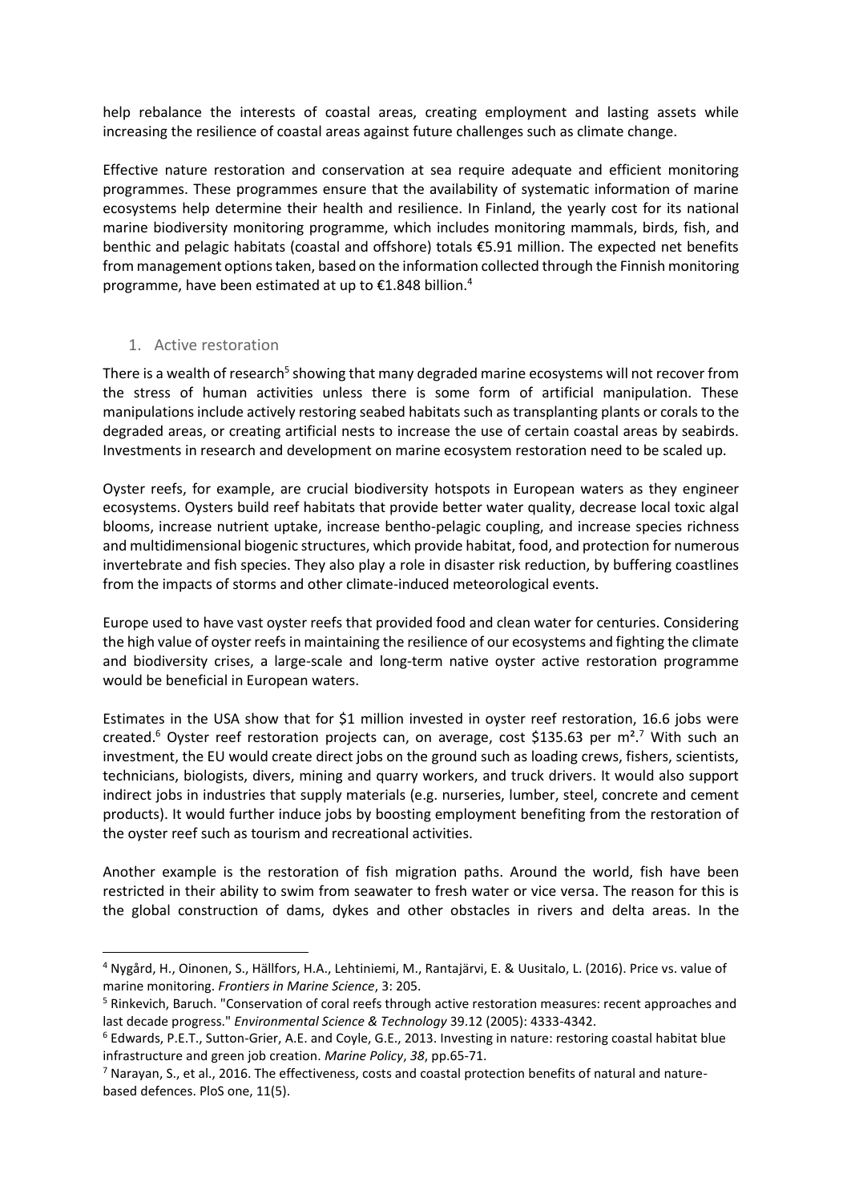help rebalance the interests of coastal areas, creating employment and lasting assets while increasing the resilience of coastal areas against future challenges such as climate change.

Effective nature restoration and conservation at sea require adequate and efficient monitoring programmes. These programmes ensure that the availability of systematic information of marine ecosystems help determine their health and resilience. In Finland, the yearly cost for its national marine biodiversity monitoring programme, which includes monitoring mammals, birds, fish, and benthic and pelagic habitats (coastal and offshore) totals €5.91 million. The expected net benefits from management options taken, based on the information collected through the Finnish monitoring programme, have been estimated at up to €1.848 billion.[4]

## 1. Active restoration

There is a wealth of research[5] showing that many degraded marine ecosystems will not recover from the stress of human activities unless there is some form of artificial manipulation. These manipulations include actively restoring seabed habitats such as transplanting plants or corals to the degraded areas, or creating artificial nests to increase the use of certain coastal areas by seabirds. Investments in research and development on marine ecosystem restoration need to be scaled up.

Oyster reefs, for example, are crucial biodiversity hotspots in European waters as they engineer ecosystems. Oysters build reef habitats that provide better water quality, decrease local toxic algal blooms, increase nutrient uptake, increase bentho-pelagic coupling, and increase species richness and multidimensional biogenic structures, which provide habitat, food, and protection for numerous invertebrate and fish species. They also play a role in disaster risk reduction, by buffering coastlines from the impacts of storms and other climate-induced meteorological events.

Europe used to have vast oyster reefs that provided food and clean water for centuries. Considering the high value of oyster reefs in maintaining the resilience of our ecosystems and fighting the climate and biodiversity crises, a large-scale and long-term native oyster active restoration programme would be beneficial in European waters.

Estimates in the USA show that for \$1 million invested in oyster reef restoration, 16.6 jobs were created.[6] Oyster reef restoration projects can, on average, cost \$135.63 per m².[7] With such an investment, the EU would create direct jobs on the ground such as loading crews, fishers, scientists, technicians, biologists, divers, mining and quarry workers, and truck drivers. It would also support indirect jobs in industries that supply materials (e.g. nurseries, lumber, steel, concrete and cement products). It would further induce jobs by boosting employment benefiting from the restoration of the oyster reef such as tourism and recreational activities.

Another example is the restoration of fish migration paths. Around the world, fish have been restricted in their ability to swim from seawater to fresh water or vice versa. The reason for this is the global construction of dams, dykes and other obstacles in rivers and delta areas. In the

---

[4] Nygård, H., Oinonen, S., Hällfors, H.A., Lehtiniemi, M., Rantajärvi, E. & Uusitalo, L. (2016). Price vs. value of marine monitoring. *Frontiers in Marine Science*, 3: 205.

[5] Rinkevich, Baruch. "Conservation of coral reefs through active restoration measures: recent approaches and last decade progress." *Environmental Science & Technology* 39.12 (2005): 4333-4342.

[6] Edwards, P.E.T., Sutton-Grier, A.E. and Coyle, G.E., 2013. Investing in nature: restoring coastal habitat blue infrastructure and green job creation. *Marine Policy*, *38*, pp.65-71.

[7] Narayan, S., et al., 2016. The effectiveness, costs and coastal protection benefits of natural and nature-based defences. PloS one, 11(5).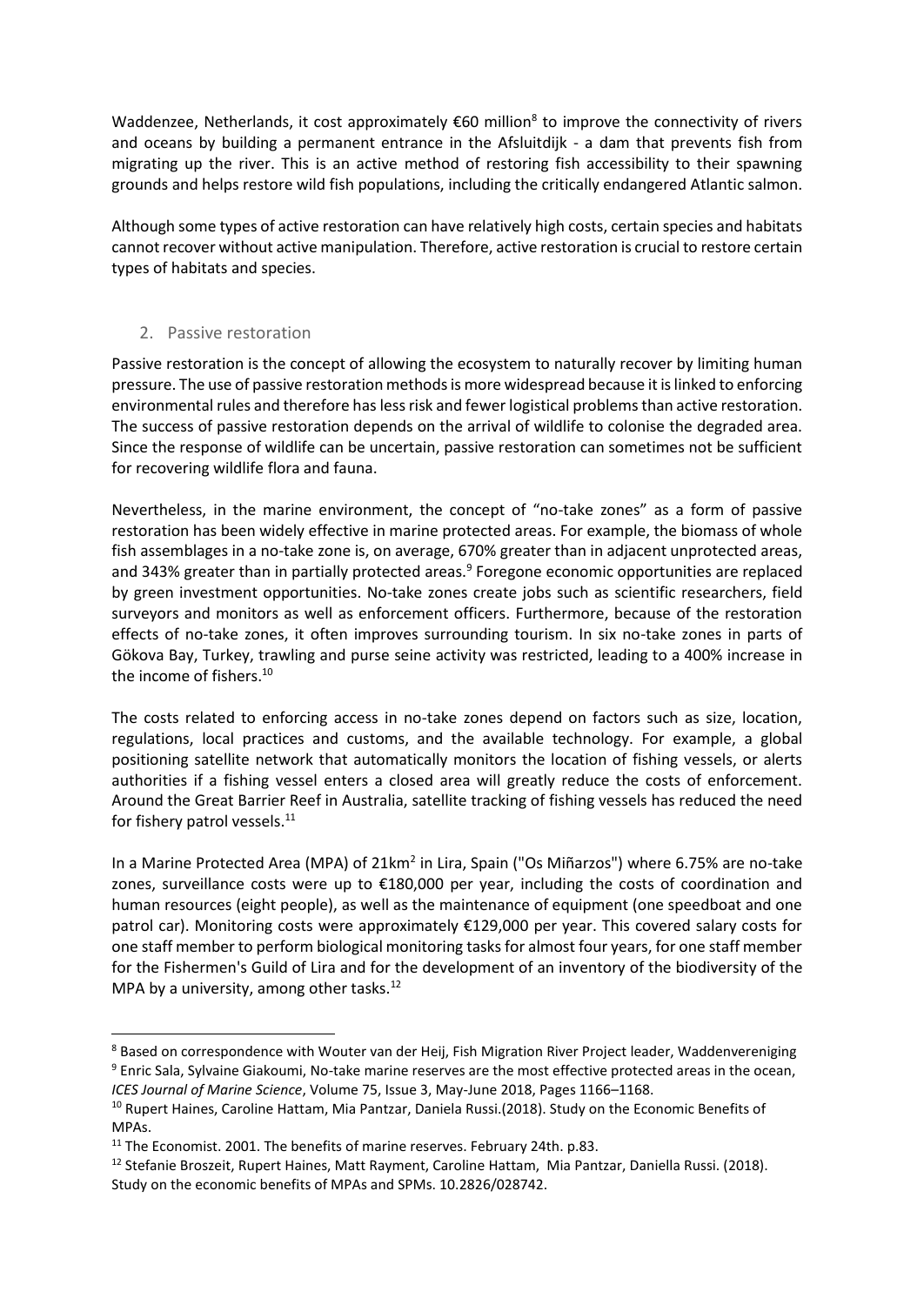Waddenzee, Netherlands, it cost approximately €60 million[8] to improve the connectivity of rivers and oceans by building a permanent entrance in the Afsluitdijk - a dam that prevents fish from migrating up the river. This is an active method of restoring fish accessibility to their spawning grounds and helps restore wild fish populations, including the critically endangered Atlantic salmon.

Although some types of active restoration can have relatively high costs, certain species and habitats cannot recover without active manipulation. Therefore, active restoration is crucial to restore certain types of habitats and species.

## 2. Passive restoration

Passive restoration is the concept of allowing the ecosystem to naturally recover by limiting human pressure. The use of passive restoration methods is more widespread because it is linked to enforcing environmental rules and therefore has less risk and fewer logistical problems than active restoration. The success of passive restoration depends on the arrival of wildlife to colonise the degraded area. Since the response of wildlife can be uncertain, passive restoration can sometimes not be sufficient for recovering wildlife flora and fauna.

Nevertheless, in the marine environment, the concept of "no-take zones" as a form of passive restoration has been widely effective in marine protected areas. For example, the biomass of whole fish assemblages in a no-take zone is, on average, 670% greater than in adjacent unprotected areas, and 343% greater than in partially protected areas.[9] Foregone economic opportunities are replaced by green investment opportunities. No-take zones create jobs such as scientific researchers, field surveyors and monitors as well as enforcement officers. Furthermore, because of the restoration effects of no-take zones, it often improves surrounding tourism. In six no-take zones in parts of Gökova Bay, Turkey, trawling and purse seine activity was restricted, leading to a 400% increase in the income of fishers.[10]

The costs related to enforcing access in no-take zones depend on factors such as size, location, regulations, local practices and customs, and the available technology. For example, a global positioning satellite network that automatically monitors the location of fishing vessels, or alerts authorities if a fishing vessel enters a closed area will greatly reduce the costs of enforcement. Around the Great Barrier Reef in Australia, satellite tracking of fishing vessels has reduced the need for fishery patrol vessels.[11]

In a Marine Protected Area (MPA) of 21km$^2$ in Lira, Spain ("Os Miñarzos") where 6.75% are no-take zones, surveillance costs were up to €180,000 per year, including the costs of coordination and human resources (eight people), as well as the maintenance of equipment (one speedboat and one patrol car). Monitoring costs were approximately €129,000 per year. This covered salary costs for one staff member to perform biological monitoring tasks for almost four years, for one staff member for the Fishermen's Guild of Lira and for the development of an inventory of the biodiversity of the MPA by a university, among other tasks.[12]

---

[8] Based on correspondence with Wouter van der Heij, Fish Migration River Project leader, Waddenvereniging

[9] Enric Sala, Sylvaine Giakoumi, No-take marine reserves are the most effective protected areas in the ocean, *ICES Journal of Marine Science*, Volume 75, Issue 3, May-June 2018, Pages 1166–1168.

[10] Rupert Haines, Caroline Hattam, Mia Pantzar, Daniela Russi.(2018). Study on the Economic Benefits of MPAs.

[11] The Economist. 2001. The benefits of marine reserves. February 24th. p.83.

[12] Stefanie Broszeit, Rupert Haines, Matt Rayment, Caroline Hattam, Mia Pantzar, Daniella Russi. (2018). Study on the economic benefits of MPAs and SPMs. 10.2826/028742.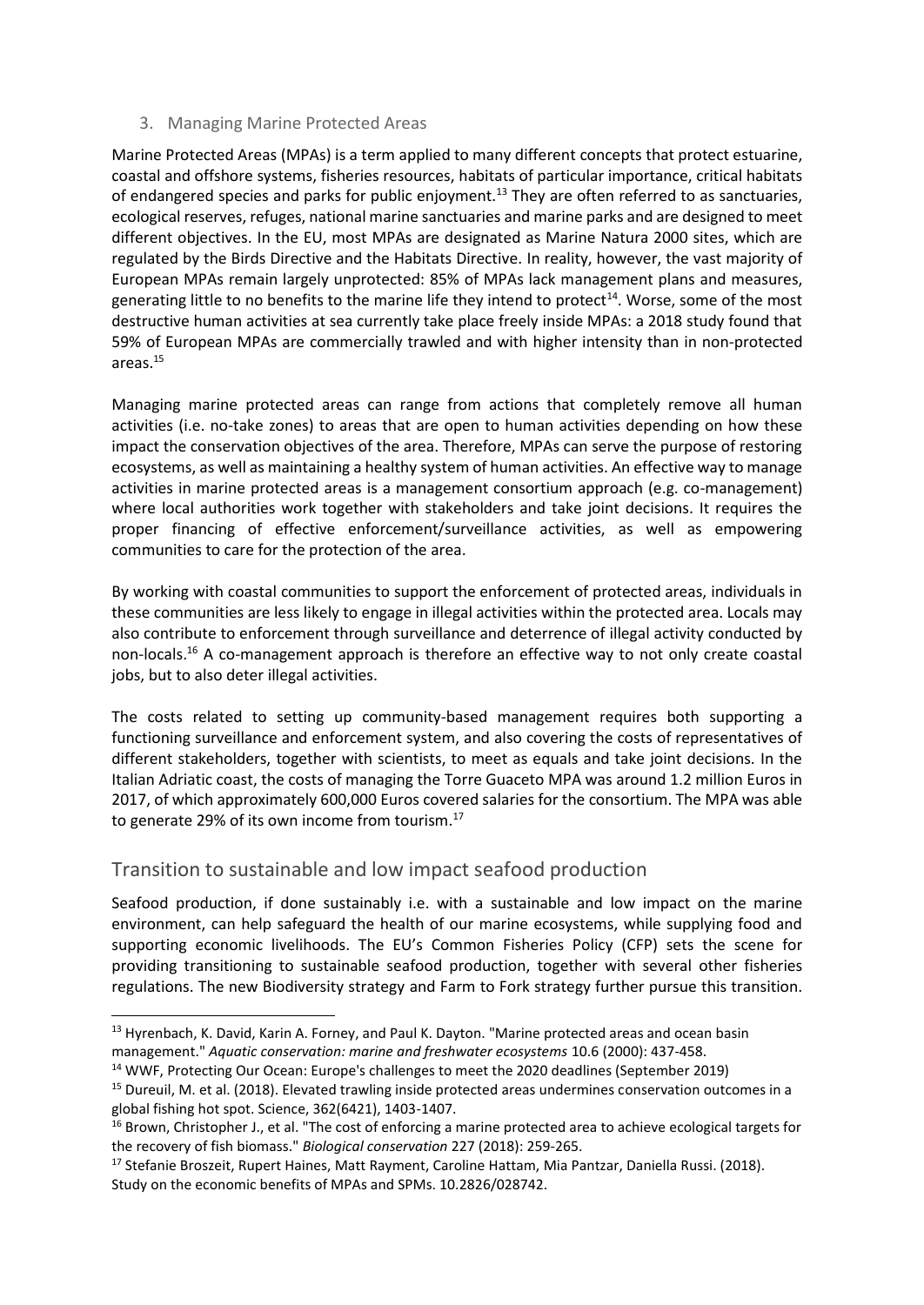### 3. Managing Marine Protected Areas

Marine Protected Areas (MPAs) is a term applied to many different concepts that protect estuarine, coastal and offshore systems, fisheries resources, habitats of particular importance, critical habitats of endangered species and parks for public enjoyment.[13] They are often referred to as sanctuaries, ecological reserves, refuges, national marine sanctuaries and marine parks and are designed to meet different objectives. In the EU, most MPAs are designated as Marine Natura 2000 sites, which are regulated by the Birds Directive and the Habitats Directive. In reality, however, the vast majority of European MPAs remain largely unprotected: 85% of MPAs lack management plans and measures, generating little to no benefits to the marine life they intend to protect[14]. Worse, some of the most destructive human activities at sea currently take place freely inside MPAs: a 2018 study found that 59% of European MPAs are commercially trawled and with higher intensity than in non-protected areas.[15]

Managing marine protected areas can range from actions that completely remove all human activities (i.e. no-take zones) to areas that are open to human activities depending on how these impact the conservation objectives of the area. Therefore, MPAs can serve the purpose of restoring ecosystems, as well as maintaining a healthy system of human activities. An effective way to manage activities in marine protected areas is a management consortium approach (e.g. co-management) where local authorities work together with stakeholders and take joint decisions. It requires the proper financing of effective enforcement/surveillance activities, as well as empowering communities to care for the protection of the area.

By working with coastal communities to support the enforcement of protected areas, individuals in these communities are less likely to engage in illegal activities within the protected area. Locals may also contribute to enforcement through surveillance and deterrence of illegal activity conducted by non-locals.[16] A co-management approach is therefore an effective way to not only create coastal jobs, but to also deter illegal activities.

The costs related to setting up community-based management requires both supporting a functioning surveillance and enforcement system, and also covering the costs of representatives of different stakeholders, together with scientists, to meet as equals and take joint decisions. In the Italian Adriatic coast, the costs of managing the Torre Guaceto MPA was around 1.2 million Euros in 2017, of which approximately 600,000 Euros covered salaries for the consortium. The MPA was able to generate 29% of its own income from tourism.[17]

## Transition to sustainable and low impact seafood production

Seafood production, if done sustainably i.e. with a sustainable and low impact on the marine environment, can help safeguard the health of our marine ecosystems, while supplying food and supporting economic livelihoods. The EU's Common Fisheries Policy (CFP) sets the scene for providing transitioning to sustainable seafood production, together with several other fisheries regulations. The new Biodiversity strategy and Farm to Fork strategy further pursue this transition.

---

[13] Hyrenbach, K. David, Karin A. Forney, and Paul K. Dayton. "Marine protected areas and ocean basin management." *Aquatic conservation: marine and freshwater ecosystems* 10.6 (2000): 437-458.

[14] WWF, Protecting Our Ocean: Europe's challenges to meet the 2020 deadlines (September 2019)

[15] Dureuil, M. et al. (2018). Elevated trawling inside protected areas undermines conservation outcomes in a global fishing hot spot. Science, 362(6421), 1403-1407.

[16] Brown, Christopher J., et al. "The cost of enforcing a marine protected area to achieve ecological targets for the recovery of fish biomass." *Biological conservation* 227 (2018): 259-265.

[17] Stefanie Broszeit, Rupert Haines, Matt Rayment, Caroline Hattam, Mia Pantzar, Daniella Russi. (2018). Study on the economic benefits of MPAs and SPMs. 10.2826/028742.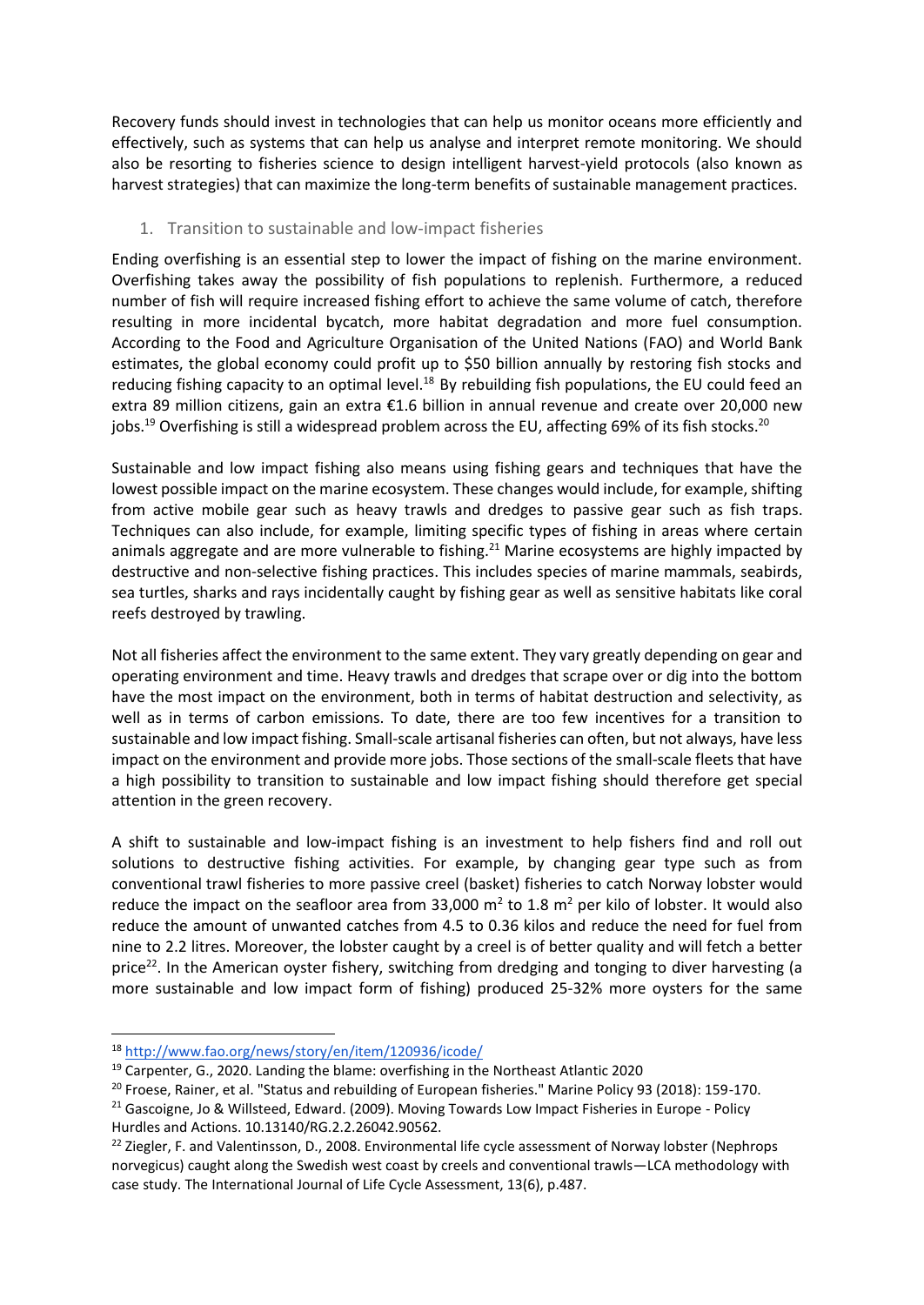Recovery funds should invest in technologies that can help us monitor oceans more efficiently and effectively, such as systems that can help us analyse and interpret remote monitoring. We should also be resorting to fisheries science to design intelligent harvest-yield protocols (also known as harvest strategies) that can maximize the long-term benefits of sustainable management practices.

## 1. Transition to sustainable and low-impact fisheries

Ending overfishing is an essential step to lower the impact of fishing on the marine environment. Overfishing takes away the possibility of fish populations to replenish. Furthermore, a reduced number of fish will require increased fishing effort to achieve the same volume of catch, therefore resulting in more incidental bycatch, more habitat degradation and more fuel consumption. According to the Food and Agriculture Organisation of the United Nations (FAO) and World Bank estimates, the global economy could profit up to \$50 billion annually by restoring fish stocks and reducing fishing capacity to an optimal level.[18] By rebuilding fish populations, the EU could feed an extra 89 million citizens, gain an extra €1.6 billion in annual revenue and create over 20,000 new jobs.[19] Overfishing is still a widespread problem across the EU, affecting 69% of its fish stocks.[20]

Sustainable and low impact fishing also means using fishing gears and techniques that have the lowest possible impact on the marine ecosystem. These changes would include, for example, shifting from active mobile gear such as heavy trawls and dredges to passive gear such as fish traps. Techniques can also include, for example, limiting specific types of fishing in areas where certain animals aggregate and are more vulnerable to fishing.[21] Marine ecosystems are highly impacted by destructive and non-selective fishing practices. This includes species of marine mammals, seabirds, sea turtles, sharks and rays incidentally caught by fishing gear as well as sensitive habitats like coral reefs destroyed by trawling.

Not all fisheries affect the environment to the same extent. They vary greatly depending on gear and operating environment and time. Heavy trawls and dredges that scrape over or dig into the bottom have the most impact on the environment, both in terms of habitat destruction and selectivity, as well as in terms of carbon emissions. To date, there are too few incentives for a transition to sustainable and low impact fishing. Small-scale artisanal fisheries can often, but not always, have less impact on the environment and provide more jobs. Those sections of the small-scale fleets that have a high possibility to transition to sustainable and low impact fishing should therefore get special attention in the green recovery.

A shift to sustainable and low-impact fishing is an investment to help fishers find and roll out solutions to destructive fishing activities. For example, by changing gear type such as from conventional trawl fisheries to more passive creel (basket) fisheries to catch Norway lobster would reduce the impact on the seafloor area from 33,000 $m^2$ to 1.8 $m^2$ per kilo of lobster. It would also reduce the amount of unwanted catches from 4.5 to 0.36 kilos and reduce the need for fuel from nine to 2.2 litres. Moreover, the lobster caught by a creel is of better quality and will fetch a better price[22]. In the American oyster fishery, switching from dredging and tonging to diver harvesting (a more sustainable and low impact form of fishing) produced 25-32% more oysters for the same

---

[18] http://www.fao.org/news/story/en/item/120936/icode/

[19] Carpenter, G., 2020. Landing the blame: overfishing in the Northeast Atlantic 2020

[20] Froese, Rainer, et al. "Status and rebuilding of European fisheries." Marine Policy 93 (2018): 159-170.

[21] Gascoigne, Jo & Willsteed, Edward. (2009). Moving Towards Low Impact Fisheries in Europe - Policy Hurdles and Actions. 10.13140/RG.2.2.26042.90562.

[22] Ziegler, F. and Valentinsson, D., 2008. Environmental life cycle assessment of Norway lobster (Nephrops norvegicus) caught along the Swedish west coast by creels and conventional trawls—LCA methodology with case study. The International Journal of Life Cycle Assessment, 13(6), p.487.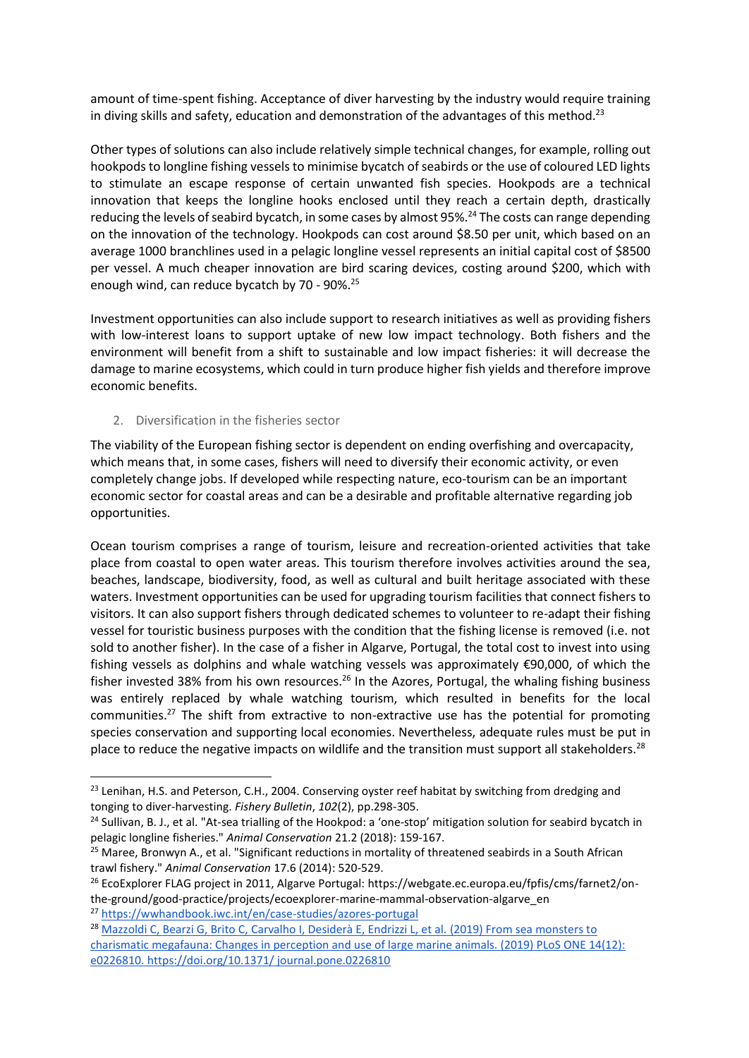amount of time-spent fishing. Acceptance of diver harvesting by the industry would require training in diving skills and safety, education and demonstration of the advantages of this method.[23]

Other types of solutions can also include relatively simple technical changes, for example, rolling out hookpods to longline fishing vessels to minimise bycatch of seabirds or the use of coloured LED lights to stimulate an escape response of certain unwanted fish species. Hookpods are a technical innovation that keeps the longline hooks enclosed until they reach a certain depth, drastically reducing the levels of seabird bycatch, in some cases by almost 95%.[24] The costs can range depending on the innovation of the technology. Hookpods can cost around $8.50 per unit, which based on an average 1000 branchlines used in a pelagic longline vessel represents an initial capital cost of $8500 per vessel. A much cheaper innovation are bird scaring devices, costing around $200, which with enough wind, can reduce bycatch by 70 - 90%.[25]

Investment opportunities can also include support to research initiatives as well as providing fishers with low-interest loans to support uptake of new low impact technology. Both fishers and the environment will benefit from a shift to sustainable and low impact fisheries: it will decrease the damage to marine ecosystems, which could in turn produce higher fish yields and therefore improve economic benefits.

### 2. Diversification in the fisheries sector

The viability of the European fishing sector is dependent on ending overfishing and overcapacity, which means that, in some cases, fishers will need to diversify their economic activity, or even completely change jobs. If developed while respecting nature, eco-tourism can be an important economic sector for coastal areas and can be a desirable and profitable alternative regarding job opportunities.

Ocean tourism comprises a range of tourism, leisure and recreation-oriented activities that take place from coastal to open water areas. This tourism therefore involves activities around the sea, beaches, landscape, biodiversity, food, as well as cultural and built heritage associated with these waters. Investment opportunities can be used for upgrading tourism facilities that connect fishers to visitors. It can also support fishers through dedicated schemes to volunteer to re-adapt their fishing vessel for touristic business purposes with the condition that the fishing license is removed (i.e. not sold to another fisher). In the case of a fisher in Algarve, Portugal, the total cost to invest into using fishing vessels as dolphins and whale watching vessels was approximately €90,000, of which the fisher invested 38% from his own resources.[26] In the Azores, Portugal, the whaling fishing business was entirely replaced by whale watching tourism, which resulted in benefits for the local communities.[27] The shift from extractive to non-extractive use has the potential for promoting species conservation and supporting local economies. Nevertheless, adequate rules must be put in place to reduce the negative impacts on wildlife and the transition must support all stakeholders.[28]

---

[23] Lenihan, H.S. and Peterson, C.H., 2004. Conserving oyster reef habitat by switching from dredging and tonging to diver-harvesting. *Fishery Bulletin*, *102*(2), pp.298-305.

[24] Sullivan, B. J., et al. "At-sea trialling of the Hookpod: a 'one-stop' mitigation solution for seabird bycatch in pelagic longline fisheries." *Animal Conservation* 21.2 (2018): 159-167.

[25] Maree, Bronwyn A., et al. "Significant reductions in mortality of threatened seabirds in a South African trawl fishery." *Animal Conservation* 17.6 (2014): 520-529.

[26] EcoExplorer FLAG project in 2011, Algarve Portugal: https://webgate.ec.europa.eu/fpfis/cms/farnet2/on-the-ground/good-practice/projects/ecoexplorer-marine-mammal-observation-algarve_en

[27] https://wwhandbook.iwc.int/en/case-studies/azores-portugal

[28] Mazzoldi C, Bearzi G, Brito C, Carvalho I, Desiderà E, Endrizzi L, et al. (2019) From sea monsters to charismatic megafauna: Changes in perception and use of large marine animals. (2019) PLoS ONE 14(12): e0226810. https://doi.org/10.1371/ journal.pone.0226810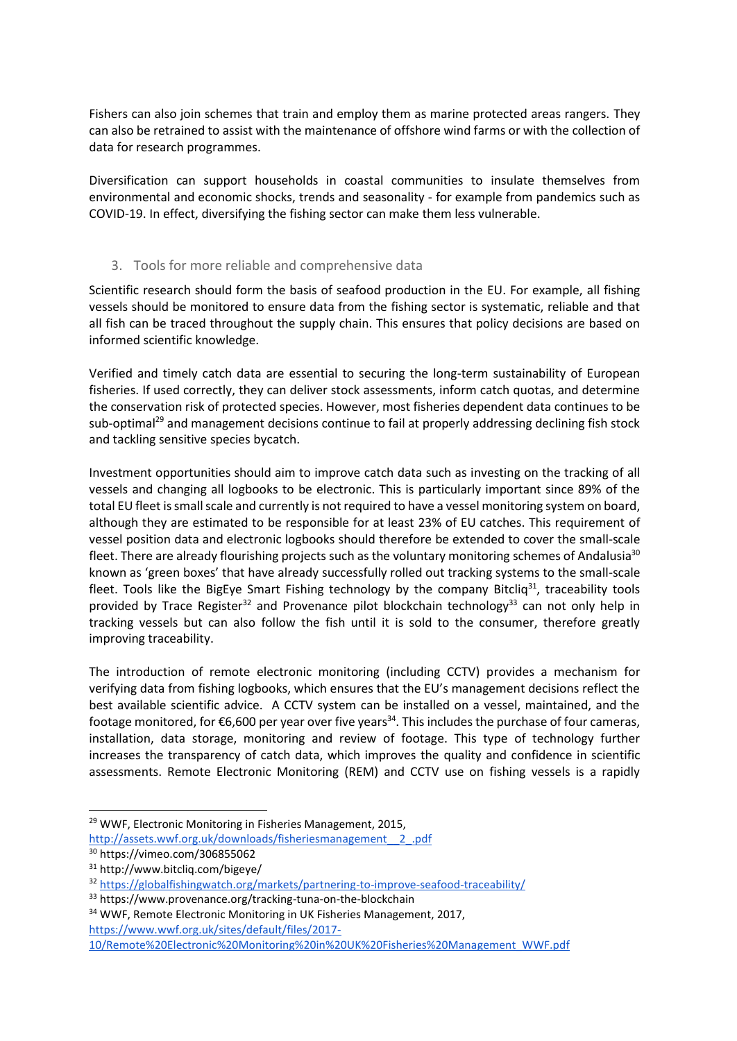Fishers can also join schemes that train and employ them as marine protected areas rangers. They can also be retrained to assist with the maintenance of offshore wind farms or with the collection of data for research programmes.

Diversification can support households in coastal communities to insulate themselves from environmental and economic shocks, trends and seasonality - for example from pandemics such as COVID-19. In effect, diversifying the fishing sector can make them less vulnerable.

## 3. Tools for more reliable and comprehensive data

Scientific research should form the basis of seafood production in the EU. For example, all fishing vessels should be monitored to ensure data from the fishing sector is systematic, reliable and that all fish can be traced throughout the supply chain. This ensures that policy decisions are based on informed scientific knowledge.

Verified and timely catch data are essential to securing the long-term sustainability of European fisheries. If used correctly, they can deliver stock assessments, inform catch quotas, and determine the conservation risk of protected species. However, most fisheries dependent data continues to be sub-optimal[29] and management decisions continue to fail at properly addressing declining fish stock and tackling sensitive species bycatch.

Investment opportunities should aim to improve catch data such as investing on the tracking of all vessels and changing all logbooks to be electronic. This is particularly important since 89% of the total EU fleet is small scale and currently is not required to have a vessel monitoring system on board, although they are estimated to be responsible for at least 23% of EU catches. This requirement of vessel position data and electronic logbooks should therefore be extended to cover the small-scale fleet. There are already flourishing projects such as the voluntary monitoring schemes of Andalusia[30] known as 'green boxes' that have already successfully rolled out tracking systems to the small-scale fleet. Tools like the BigEye Smart Fishing technology by the company Bitcliq[31], traceability tools provided by Trace Register[32] and Provenance pilot blockchain technology[33] can not only help in tracking vessels but can also follow the fish until it is sold to the consumer, therefore greatly improving traceability.

The introduction of remote electronic monitoring (including CCTV) provides a mechanism for verifying data from fishing logbooks, which ensures that the EU's management decisions reflect the best available scientific advice. A CCTV system can be installed on a vessel, maintained, and the footage monitored, for €6,600 per year over five years[34]. This includes the purchase of four cameras, installation, data storage, monitoring and review of footage. This type of technology further increases the transparency of catch data, which improves the quality and confidence in scientific assessments. Remote Electronic Monitoring (REM) and CCTV use on fishing vessels is a rapidly

---

[29] WWF, Electronic Monitoring in Fisheries Management, 2015, http://assets.wwf.org.uk/downloads/fisheriesmanagement__2_.pdf

[30] https://vimeo.com/306855062

[31] http://www.bitcliq.com/bigeye/

[32] https://globalfishingwatch.org/markets/partnering-to-improve-seafood-traceability/

[33] https://www.provenance.org/tracking-tuna-on-the-blockchain

[34] WWF, Remote Electronic Monitoring in UK Fisheries Management, 2017, https://www.wwf.org.uk/sites/default/files/2017-10/Remote%20Electronic%20Monitoring%20in%20UK%20Fisheries%20Management_WWF.pdf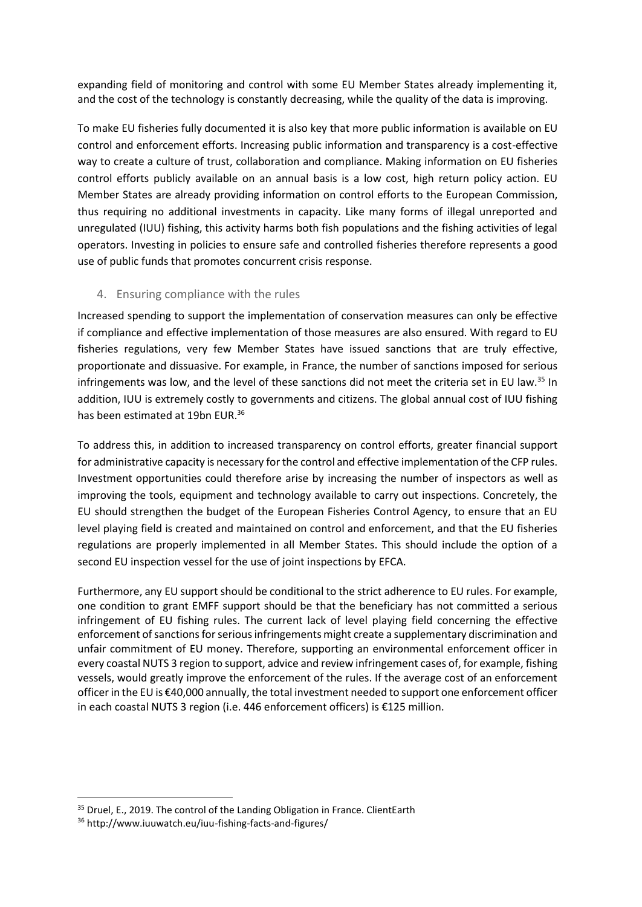expanding field of monitoring and control with some EU Member States already implementing it, and the cost of the technology is constantly decreasing, while the quality of the data is improving.

To make EU fisheries fully documented it is also key that more public information is available on EU control and enforcement efforts. Increasing public information and transparency is a cost-effective way to create a culture of trust, collaboration and compliance. Making information on EU fisheries control efforts publicly available on an annual basis is a low cost, high return policy action. EU Member States are already providing information on control efforts to the European Commission, thus requiring no additional investments in capacity. Like many forms of illegal unreported and unregulated (IUU) fishing, this activity harms both fish populations and the fishing activities of legal operators. Investing in policies to ensure safe and controlled fisheries therefore represents a good use of public funds that promotes concurrent crisis response.

### 4. Ensuring compliance with the rules

Increased spending to support the implementation of conservation measures can only be effective if compliance and effective implementation of those measures are also ensured. With regard to EU fisheries regulations, very few Member States have issued sanctions that are truly effective, proportionate and dissuasive. For example, in France, the number of sanctions imposed for serious infringements was low, and the level of these sanctions did not meet the criteria set in EU law.[35] In addition, IUU is extremely costly to governments and citizens. The global annual cost of IUU fishing has been estimated at 19bn EUR.[36]

To address this, in addition to increased transparency on control efforts, greater financial support for administrative capacity is necessary for the control and effective implementation of the CFP rules. Investment opportunities could therefore arise by increasing the number of inspectors as well as improving the tools, equipment and technology available to carry out inspections. Concretely, the EU should strengthen the budget of the European Fisheries Control Agency, to ensure that an EU level playing field is created and maintained on control and enforcement, and that the EU fisheries regulations are properly implemented in all Member States. This should include the option of a second EU inspection vessel for the use of joint inspections by EFCA.

Furthermore, any EU support should be conditional to the strict adherence to EU rules. For example, one condition to grant EMFF support should be that the beneficiary has not committed a serious infringement of EU fishing rules. The current lack of level playing field concerning the effective enforcement of sanctions for serious infringements might create a supplementary discrimination and unfair commitment of EU money. Therefore, supporting an environmental enforcement officer in every coastal NUTS 3 region to support, advice and review infringement cases of, for example, fishing vessels, would greatly improve the enforcement of the rules. If the average cost of an enforcement officer in the EU is €40,000 annually, the total investment needed to support one enforcement officer in each coastal NUTS 3 region (i.e. 446 enforcement officers) is €125 million.

---

[35] Druel, E., 2019. The control of the Landing Obligation in France. ClientEarth

[36] http://www.iuuwatch.eu/iuu-fishing-facts-and-figures/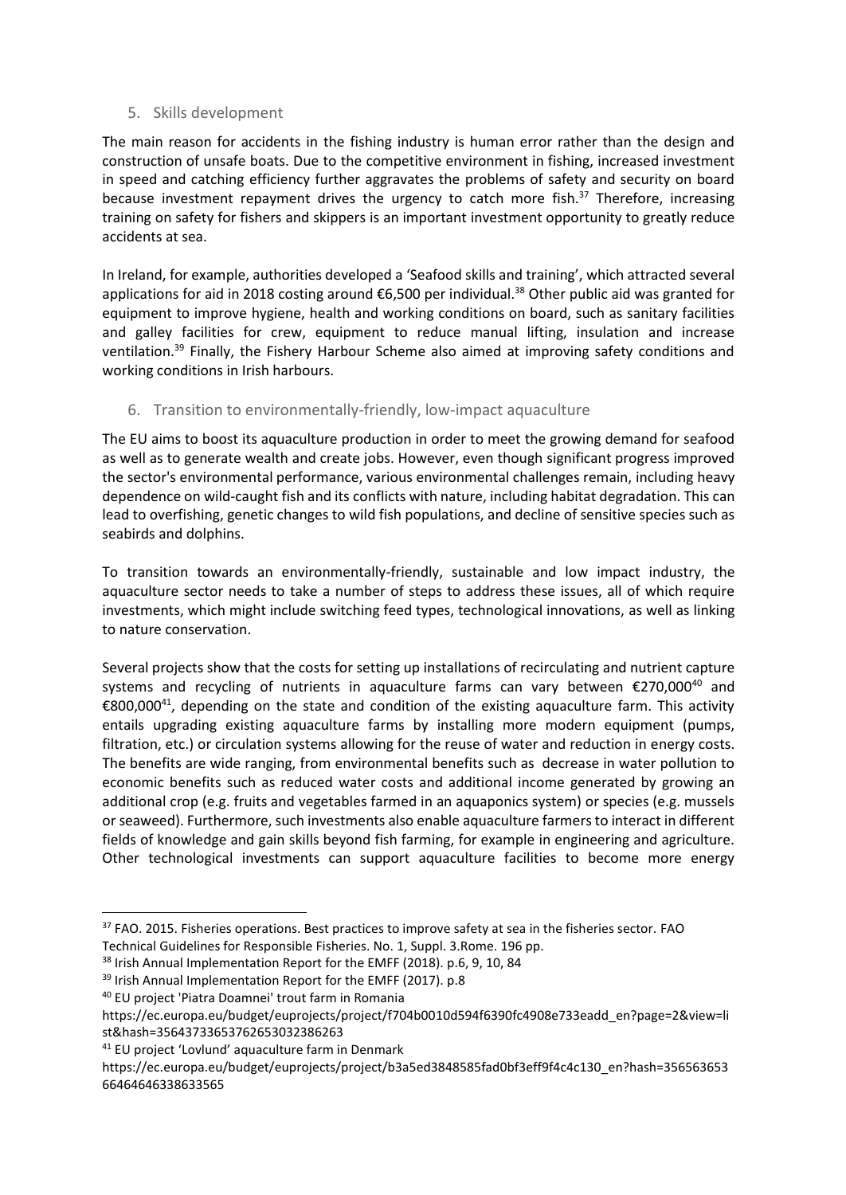## 5. Skills development

The main reason for accidents in the fishing industry is human error rather than the design and construction of unsafe boats. Due to the competitive environment in fishing, increased investment in speed and catching efficiency further aggravates the problems of safety and security on board because investment repayment drives the urgency to catch more fish.[37] Therefore, increasing training on safety for fishers and skippers is an important investment opportunity to greatly reduce accidents at sea.

In Ireland, for example, authorities developed a 'Seafood skills and training', which attracted several applications for aid in 2018 costing around €6,500 per individual.[38] Other public aid was granted for equipment to improve hygiene, health and working conditions on board, such as sanitary facilities and galley facilities for crew, equipment to reduce manual lifting, insulation and increase ventilation.[39] Finally, the Fishery Harbour Scheme also aimed at improving safety conditions and working conditions in Irish harbours.

## 6. Transition to environmentally-friendly, low-impact aquaculture

The EU aims to boost its aquaculture production in order to meet the growing demand for seafood as well as to generate wealth and create jobs. However, even though significant progress improved the sector's environmental performance, various environmental challenges remain, including heavy dependence on wild-caught fish and its conflicts with nature, including habitat degradation. This can lead to overfishing, genetic changes to wild fish populations, and decline of sensitive species such as seabirds and dolphins.

To transition towards an environmentally-friendly, sustainable and low impact industry, the aquaculture sector needs to take a number of steps to address these issues, all of which require investments, which might include switching feed types, technological innovations, as well as linking to nature conservation.

Several projects show that the costs for setting up installations of recirculating and nutrient capture systems and recycling of nutrients in aquaculture farms can vary between €270,000[40] and €800,000[41], depending on the state and condition of the existing aquaculture farm. This activity entails upgrading existing aquaculture farms by installing more modern equipment (pumps, filtration, etc.) or circulation systems allowing for the reuse of water and reduction in energy costs. The benefits are wide ranging, from environmental benefits such as decrease in water pollution to economic benefits such as reduced water costs and additional income generated by growing an additional crop (e.g. fruits and vegetables farmed in an aquaponics system) or species (e.g. mussels or seaweed). Furthermore, such investments also enable aquaculture farmers to interact in different fields of knowledge and gain skills beyond fish farming, for example in engineering and agriculture. Other technological investments can support aquaculture facilities to become more energy

---

[37] FAO. 2015. Fisheries operations. Best practices to improve safety at sea in the fisheries sector. FAO Technical Guidelines for Responsible Fisheries. No. 1, Suppl. 3.Rome. 196 pp.

[38] Irish Annual Implementation Report for the EMFF (2018). p.6, 9, 10, 84

[39] Irish Annual Implementation Report for the EMFF (2017). p.8

[40] EU project 'Piatra Doamnei' trout farm in Romania https://ec.europa.eu/budget/euprojects/project/f704b0010d594f6390fc4908e733eadd_en?page=2&view=list&hash=35643733653762653032386263

[41] EU project 'Lovlund' aquaculture farm in Denmark https://ec.europa.eu/budget/euprojects/project/b3a5ed3848585fad0bf3eff9f4c4c130_en?hash=35656365366464646338633565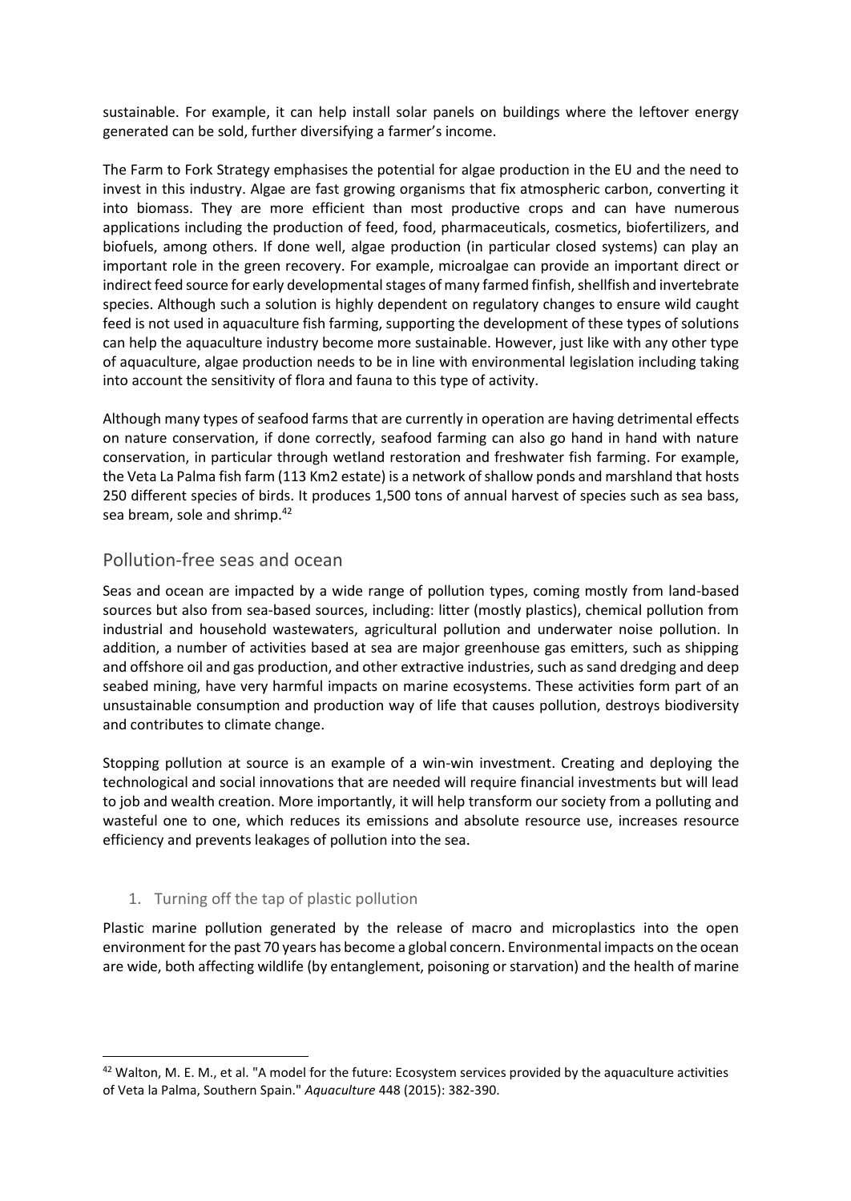sustainable. For example, it can help install solar panels on buildings where the leftover energy generated can be sold, further diversifying a farmer's income.

The Farm to Fork Strategy emphasises the potential for algae production in the EU and the need to invest in this industry. Algae are fast growing organisms that fix atmospheric carbon, converting it into biomass. They are more efficient than most productive crops and can have numerous applications including the production of feed, food, pharmaceuticals, cosmetics, biofertilizers, and biofuels, among others. If done well, algae production (in particular closed systems) can play an important role in the green recovery. For example, microalgae can provide an important direct or indirect feed source for early developmental stages of many farmed finfish, shellfish and invertebrate species. Although such a solution is highly dependent on regulatory changes to ensure wild caught feed is not used in aquaculture fish farming, supporting the development of these types of solutions can help the aquaculture industry become more sustainable. However, just like with any other type of aquaculture, algae production needs to be in line with environmental legislation including taking into account the sensitivity of flora and fauna to this type of activity.

Although many types of seafood farms that are currently in operation are having detrimental effects on nature conservation, if done correctly, seafood farming can also go hand in hand with nature conservation, in particular through wetland restoration and freshwater fish farming. For example, the Veta La Palma fish farm (113 Km2 estate) is a network of shallow ponds and marshland that hosts 250 different species of birds. It produces 1,500 tons of annual harvest of species such as sea bass, sea bream, sole and shrimp.[42]

## Pollution-free seas and ocean

Seas and ocean are impacted by a wide range of pollution types, coming mostly from land-based sources but also from sea-based sources, including: litter (mostly plastics), chemical pollution from industrial and household wastewaters, agricultural pollution and underwater noise pollution. In addition, a number of activities based at sea are major greenhouse gas emitters, such as shipping and offshore oil and gas production, and other extractive industries, such as sand dredging and deep seabed mining, have very harmful impacts on marine ecosystems. These activities form part of an unsustainable consumption and production way of life that causes pollution, destroys biodiversity and contributes to climate change.

Stopping pollution at source is an example of a win-win investment. Creating and deploying the technological and social innovations that are needed will require financial investments but will lead to job and wealth creation. More importantly, it will help transform our society from a polluting and wasteful one to one, which reduces its emissions and absolute resource use, increases resource efficiency and prevents leakages of pollution into the sea.

### 1. Turning off the tap of plastic pollution

Plastic marine pollution generated by the release of macro and microplastics into the open environment for the past 70 years has become a global concern. Environmental impacts on the ocean are wide, both affecting wildlife (by entanglement, poisoning or starvation) and the health of marine

---

[42] Walton, M. E. M., et al. "A model for the future: Ecosystem services provided by the aquaculture activities of Veta la Palma, Southern Spain." *Aquaculture* 448 (2015): 382-390.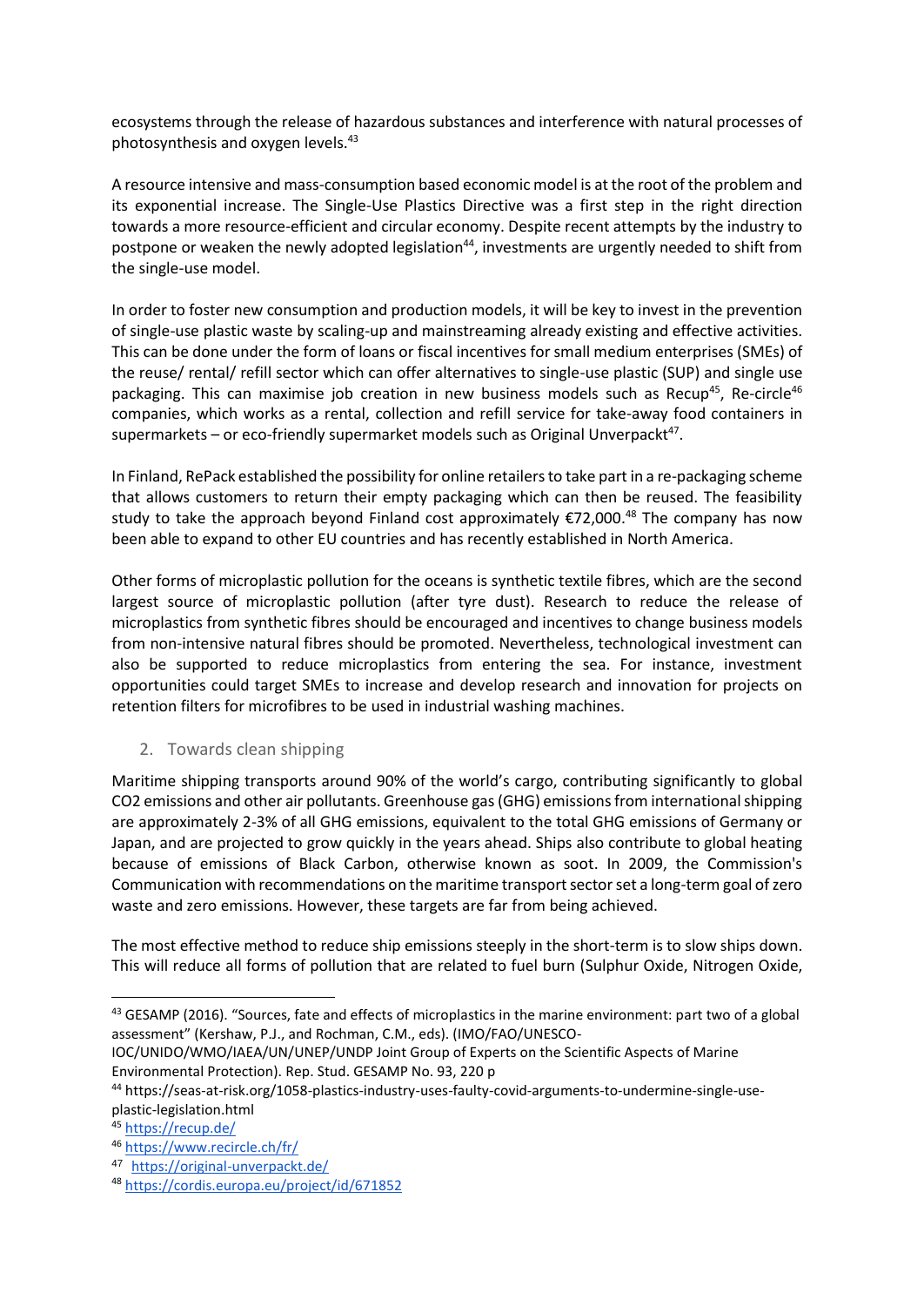ecosystems through the release of hazardous substances and interference with natural processes of photosynthesis and oxygen levels.[43]

A resource intensive and mass-consumption based economic model is at the root of the problem and its exponential increase. The Single-Use Plastics Directive was a first step in the right direction towards a more resource-efficient and circular economy. Despite recent attempts by the industry to postpone or weaken the newly adopted legislation[44], investments are urgently needed to shift from the single-use model.

In order to foster new consumption and production models, it will be key to invest in the prevention of single-use plastic waste by scaling-up and mainstreaming already existing and effective activities. This can be done under the form of loans or fiscal incentives for small medium enterprises (SMEs) of the reuse/ rental/ refill sector which can offer alternatives to single-use plastic (SUP) and single use packaging. This can maximise job creation in new business models such as Recup[45], Re-circle[46] companies, which works as a rental, collection and refill service for take-away food containers in supermarkets – or eco-friendly supermarket models such as Original Unverpackt[47].

In Finland, RePack established the possibility for online retailers to take part in a re-packaging scheme that allows customers to return their empty packaging which can then be reused. The feasibility study to take the approach beyond Finland cost approximately €72,000.[48] The company has now been able to expand to other EU countries and has recently established in North America.

Other forms of microplastic pollution for the oceans is synthetic textile fibres, which are the second largest source of microplastic pollution (after tyre dust). Research to reduce the release of microplastics from synthetic fibres should be encouraged and incentives to change business models from non-intensive natural fibres should be promoted. Nevertheless, technological investment can also be supported to reduce microplastics from entering the sea. For instance, investment opportunities could target SMEs to increase and develop research and innovation for projects on retention filters for microfibres to be used in industrial washing machines.

## 2. Towards clean shipping

Maritime shipping transports around 90% of the world's cargo, contributing significantly to global $CO_2$ emissions and other air pollutants. Greenhouse gas (GHG) emissions from international shipping are approximately 2-3% of all GHG emissions, equivalent to the total GHG emissions of Germany or Japan, and are projected to grow quickly in the years ahead. Ships also contribute to global heating because of emissions of Black Carbon, otherwise known as soot. In 2009, the Commission's Communication with recommendations on the maritime transport sector set a long-term goal of zero waste and zero emissions. However, these targets are far from being achieved.

The most effective method to reduce ship emissions steeply in the short-term is to slow ships down. This will reduce all forms of pollution that are related to fuel burn (Sulphur Oxide, Nitrogen Oxide,

---

[43] GESAMP (2016). "Sources, fate and effects of microplastics in the marine environment: part two of a global assessment" (Kershaw, P.J., and Rochman, C.M., eds). (IMO/FAO/UNESCO-IOC/UNIDO/WMO/IAEA/UN/UNEP/UNDP Joint Group of Experts on the Scientific Aspects of Marine Environmental Protection). Rep. Stud. GESAMP No. 93, 220 p

[44] https://seas-at-risk.org/1058-plastics-industry-uses-faulty-covid-arguments-to-undermine-single-use-plastic-legislation.html

[45] https://recup.de/

[46] https://www.recircle.ch/fr/

[47] https://original-unverpackt.de/

[48] https://cordis.europa.eu/project/id/671852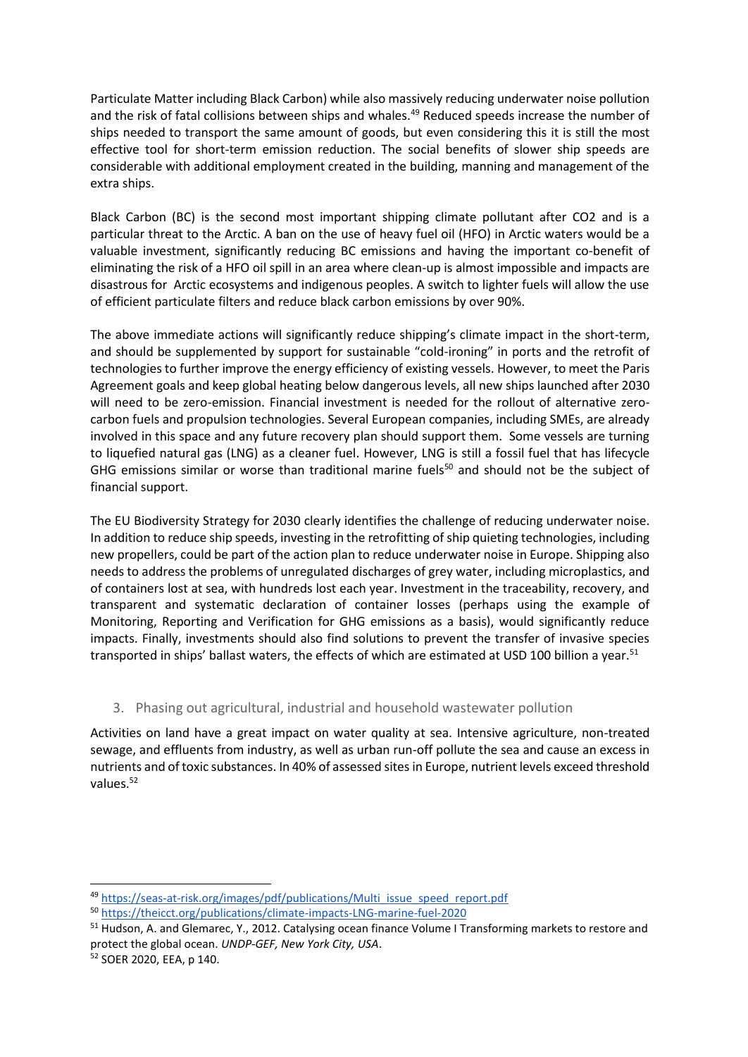Particulate Matter including Black Carbon) while also massively reducing underwater noise pollution and the risk of fatal collisions between ships and whales.[49] Reduced speeds increase the number of ships needed to transport the same amount of goods, but even considering this it is still the most effective tool for short-term emission reduction. The social benefits of slower ship speeds are considerable with additional employment created in the building, manning and management of the extra ships.

Black Carbon (BC) is the second most important shipping climate pollutant after $CO_2$ and is a particular threat to the Arctic. A ban on the use of heavy fuel oil (HFO) in Arctic waters would be a valuable investment, significantly reducing BC emissions and having the important co-benefit of eliminating the risk of a HFO oil spill in an area where clean-up is almost impossible and impacts are disastrous for Arctic ecosystems and indigenous peoples. A switch to lighter fuels will allow the use of efficient particulate filters and reduce black carbon emissions by over 90%.

The above immediate actions will significantly reduce shipping's climate impact in the short-term, and should be supplemented by support for sustainable "cold-ironing" in ports and the retrofit of technologies to further improve the energy efficiency of existing vessels. However, to meet the Paris Agreement goals and keep global heating below dangerous levels, all new ships launched after 2030 will need to be zero-emission. Financial investment is needed for the rollout of alternative zero-carbon fuels and propulsion technologies. Several European companies, including SMEs, are already involved in this space and any future recovery plan should support them. Some vessels are turning to liquefied natural gas (LNG) as a cleaner fuel. However, LNG is still a fossil fuel that has lifecycle GHG emissions similar or worse than traditional marine fuels[50] and should not be the subject of financial support.

The EU Biodiversity Strategy for 2030 clearly identifies the challenge of reducing underwater noise. In addition to reduce ship speeds, investing in the retrofitting of ship quieting technologies, including new propellers, could be part of the action plan to reduce underwater noise in Europe. Shipping also needs to address the problems of unregulated discharges of grey water, including microplastics, and of containers lost at sea, with hundreds lost each year. Investment in the traceability, recovery, and transparent and systematic declaration of container losses (perhaps using the example of Monitoring, Reporting and Verification for GHG emissions as a basis), would significantly reduce impacts. Finally, investments should also find solutions to prevent the transfer of invasive species transported in ships' ballast waters, the effects of which are estimated at USD 100 billion a year.[51]

## 3. Phasing out agricultural, industrial and household wastewater pollution

Activities on land have a great impact on water quality at sea. Intensive agriculture, non-treated sewage, and effluents from industry, as well as urban run-off pollute the sea and cause an excess in nutrients and of toxic substances. In 40% of assessed sites in Europe, nutrient levels exceed threshold values.[52]

---

[49] https://seas-at-risk.org/images/pdf/publications/Multi_issue_speed_report.pdf

[50] https://theicct.org/publications/climate-impacts-LNG-marine-fuel-2020

[51] Hudson, A. and Glemarec, Y., 2012. Catalysing ocean finance Volume I Transforming markets to restore and protect the global ocean. *UNDP-GEF, New York City, USA*.

[52] SOER 2020, EEA, p 140.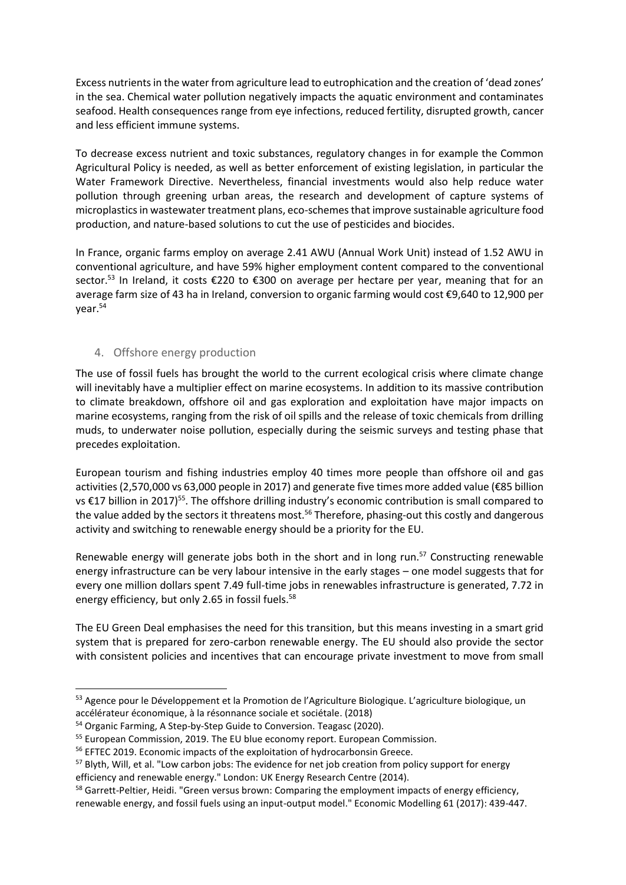Excess nutrients in the water from agriculture lead to eutrophication and the creation of 'dead zones' in the sea. Chemical water pollution negatively impacts the aquatic environment and contaminates seafood. Health consequences range from eye infections, reduced fertility, disrupted growth, cancer and less efficient immune systems.

To decrease excess nutrient and toxic substances, regulatory changes in for example the Common Agricultural Policy is needed, as well as better enforcement of existing legislation, in particular the Water Framework Directive. Nevertheless, financial investments would also help reduce water pollution through greening urban areas, the research and development of capture systems of microplastics in wastewater treatment plans, eco-schemes that improve sustainable agriculture food production, and nature-based solutions to cut the use of pesticides and biocides.

In France, organic farms employ on average 2.41 AWU (Annual Work Unit) instead of 1.52 AWU in conventional agriculture, and have 59% higher employment content compared to the conventional sector.[53] In Ireland, it costs €220 to €300 on average per hectare per year, meaning that for an average farm size of 43 ha in Ireland, conversion to organic farming would cost €9,640 to 12,900 per year.[54]

## 4. Offshore energy production

The use of fossil fuels has brought the world to the current ecological crisis where climate change will inevitably have a multiplier effect on marine ecosystems. In addition to its massive contribution to climate breakdown, offshore oil and gas exploration and exploitation have major impacts on marine ecosystems, ranging from the risk of oil spills and the release of toxic chemicals from drilling muds, to underwater noise pollution, especially during the seismic surveys and testing phase that precedes exploitation.

European tourism and fishing industries employ 40 times more people than offshore oil and gas activities (2,570,000 vs 63,000 people in 2017) and generate five times more added value (€85 billion vs €17 billion in 2017)[55]. The offshore drilling industry's economic contribution is small compared to the value added by the sectors it threatens most.[56] Therefore, phasing-out this costly and dangerous activity and switching to renewable energy should be a priority for the EU.

Renewable energy will generate jobs both in the short and in long run.[57] Constructing renewable energy infrastructure can be very labour intensive in the early stages – one model suggests that for every one million dollars spent 7.49 full-time jobs in renewables infrastructure is generated, 7.72 in energy efficiency, but only 2.65 in fossil fuels.[58]

The EU Green Deal emphasises the need for this transition, but this means investing in a smart grid system that is prepared for zero-carbon renewable energy. The EU should also provide the sector with consistent policies and incentives that can encourage private investment to move from small

---

[53] Agence pour le Développement et la Promotion de l'Agriculture Biologique. L'agriculture biologique, un accélérateur économique, à la résonnance sociale et sociétale. (2018)

[54] Organic Farming, A Step-by-Step Guide to Conversion. Teagasc (2020).

[55] European Commission, 2019. The EU blue economy report. European Commission.

[56] EFTEC 2019. Economic impacts of the exploitation of hydrocarbonsin Greece.

[57] Blyth, Will, et al. "Low carbon jobs: The evidence for net job creation from policy support for energy efficiency and renewable energy." London: UK Energy Research Centre (2014).

[58] Garrett-Peltier, Heidi. "Green versus brown: Comparing the employment impacts of energy efficiency, renewable energy, and fossil fuels using an input-output model." Economic Modelling 61 (2017): 439-447.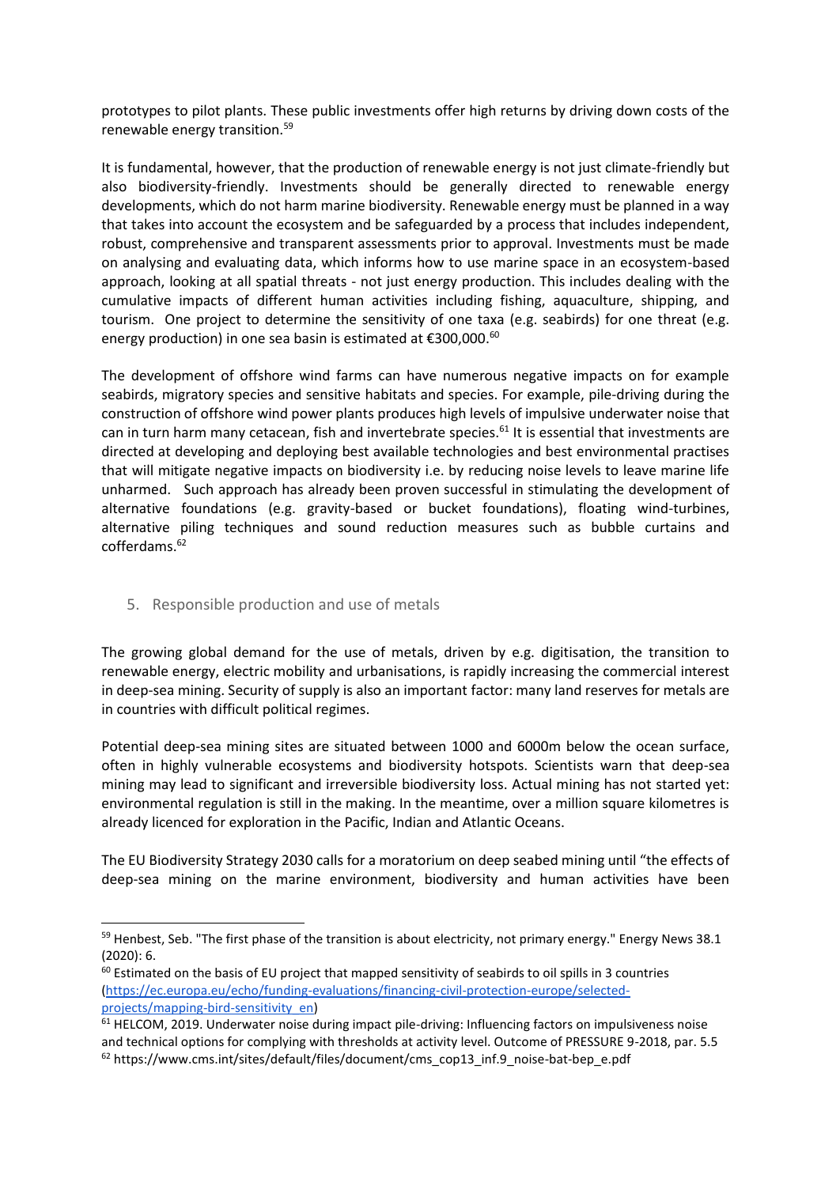prototypes to pilot plants. These public investments offer high returns by driving down costs of the renewable energy transition.[59]

It is fundamental, however, that the production of renewable energy is not just climate-friendly but also biodiversity-friendly. Investments should be generally directed to renewable energy developments, which do not harm marine biodiversity. Renewable energy must be planned in a way that takes into account the ecosystem and be safeguarded by a process that includes independent, robust, comprehensive and transparent assessments prior to approval. Investments must be made on analysing and evaluating data, which informs how to use marine space in an ecosystem-based approach, looking at all spatial threats - not just energy production. This includes dealing with the cumulative impacts of different human activities including fishing, aquaculture, shipping, and tourism. One project to determine the sensitivity of one taxa (e.g. seabirds) for one threat (e.g. energy production) in one sea basin is estimated at €300,000.[60]

The development of offshore wind farms can have numerous negative impacts on for example seabirds, migratory species and sensitive habitats and species. For example, pile-driving during the construction of offshore wind power plants produces high levels of impulsive underwater noise that can in turn harm many cetacean, fish and invertebrate species.[61] It is essential that investments are directed at developing and deploying best available technologies and best environmental practises that will mitigate negative impacts on biodiversity i.e. by reducing noise levels to leave marine life unharmed. Such approach has already been proven successful in stimulating the development of alternative foundations (e.g. gravity-based or bucket foundations), floating wind-turbines, alternative piling techniques and sound reduction measures such as bubble curtains and cofferdams.[62]

## 5. Responsible production and use of metals

The growing global demand for the use of metals, driven by e.g. digitisation, the transition to renewable energy, electric mobility and urbanisations, is rapidly increasing the commercial interest in deep-sea mining. Security of supply is also an important factor: many land reserves for metals are in countries with difficult political regimes.

Potential deep-sea mining sites are situated between 1000 and 6000m below the ocean surface, often in highly vulnerable ecosystems and biodiversity hotspots. Scientists warn that deep-sea mining may lead to significant and irreversible biodiversity loss. Actual mining has not started yet: environmental regulation is still in the making. In the meantime, over a million square kilometres is already licenced for exploration in the Pacific, Indian and Atlantic Oceans.

The EU Biodiversity Strategy 2030 calls for a moratorium on deep seabed mining until "the effects of deep-sea mining on the marine environment, biodiversity and human activities have been

---

[59] Henbest, Seb. "The first phase of the transition is about electricity, not primary energy." Energy News 38.1 (2020): 6.

[60] Estimated on the basis of EU project that mapped sensitivity of seabirds to oil spills in 3 countries (https://ec.europa.eu/echo/funding-evaluations/financing-civil-protection-europe/selected-projects/mapping-bird-sensitivity_en)

[61] HELCOM, 2019. Underwater noise during impact pile-driving: Influencing factors on impulsiveness noise and technical options for complying with thresholds at activity level. Outcome of PRESSURE 9-2018, par. 5.5

[62] https://www.cms.int/sites/default/files/document/cms_cop13_inf.9_noise-bat-bep_e.pdf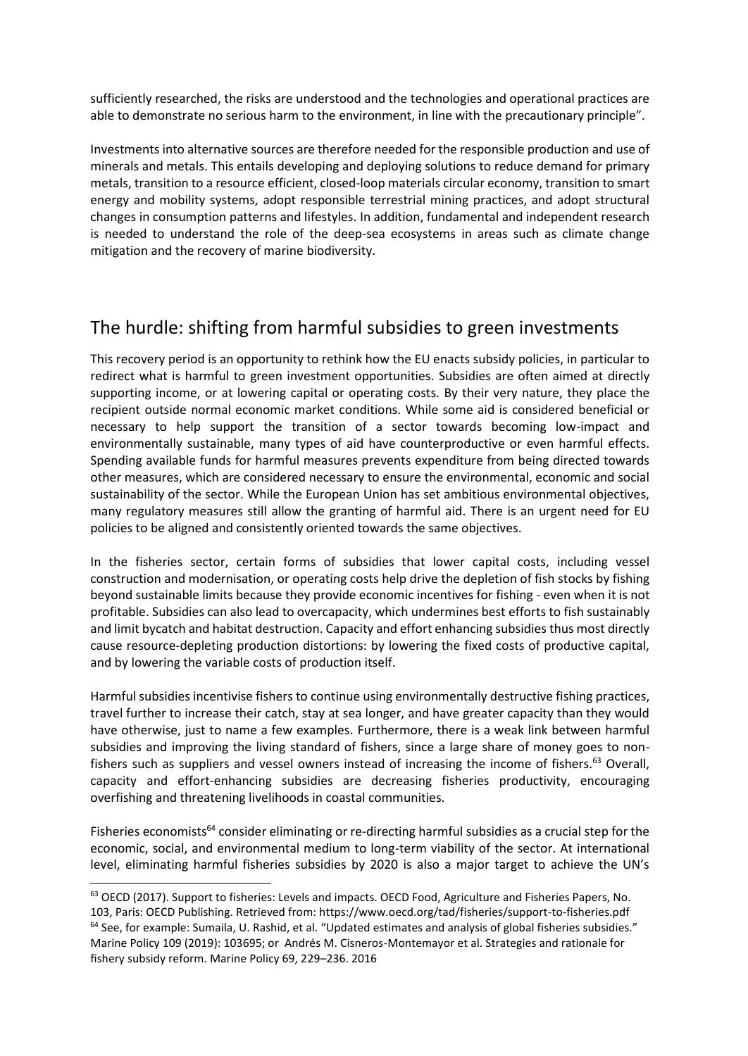sufficiently researched, the risks are understood and the technologies and operational practices are able to demonstrate no serious harm to the environment, in line with the precautionary principle".

Investments into alternative sources are therefore needed for the responsible production and use of minerals and metals. This entails developing and deploying solutions to reduce demand for primary metals, transition to a resource efficient, closed-loop materials circular economy, transition to smart energy and mobility systems, adopt responsible terrestrial mining practices, and adopt structural changes in consumption patterns and lifestyles. In addition, fundamental and independent research is needed to understand the role of the deep-sea ecosystems in areas such as climate change mitigation and the recovery of marine biodiversity.

## The hurdle: shifting from harmful subsidies to green investments

This recovery period is an opportunity to rethink how the EU enacts subsidy policies, in particular to redirect what is harmful to green investment opportunities. Subsidies are often aimed at directly supporting income, or at lowering capital or operating costs. By their very nature, they place the recipient outside normal economic market conditions. While some aid is considered beneficial or necessary to help support the transition of a sector towards becoming low-impact and environmentally sustainable, many types of aid have counterproductive or even harmful effects. Spending available funds for harmful measures prevents expenditure from being directed towards other measures, which are considered necessary to ensure the environmental, economic and social sustainability of the sector. While the European Union has set ambitious environmental objectives, many regulatory measures still allow the granting of harmful aid. There is an urgent need for EU policies to be aligned and consistently oriented towards the same objectives.

In the fisheries sector, certain forms of subsidies that lower capital costs, including vessel construction and modernisation, or operating costs help drive the depletion of fish stocks by fishing beyond sustainable limits because they provide economic incentives for fishing - even when it is not profitable. Subsidies can also lead to overcapacity, which undermines best efforts to fish sustainably and limit bycatch and habitat destruction. Capacity and effort enhancing subsidies thus most directly cause resource-depleting production distortions: by lowering the fixed costs of productive capital, and by lowering the variable costs of production itself.

Harmful subsidies incentivise fishers to continue using environmentally destructive fishing practices, travel further to increase their catch, stay at sea longer, and have greater capacity than they would have otherwise, just to name a few examples. Furthermore, there is a weak link between harmful subsidies and improving the living standard of fishers, since a large share of money goes to non-fishers such as suppliers and vessel owners instead of increasing the income of fishers.[63] Overall, capacity and effort-enhancing subsidies are decreasing fisheries productivity, encouraging overfishing and threatening livelihoods in coastal communities.

Fisheries economists[64] consider eliminating or re-directing harmful subsidies as a crucial step for the economic, social, and environmental medium to long-term viability of the sector. At international level, eliminating harmful fisheries subsidies by 2020 is also a major target to achieve the UN's

---

[63] OECD (2017). Support to fisheries: Levels and impacts. OECD Food, Agriculture and Fisheries Papers, No. 103, Paris: OECD Publishing. Retrieved from: https://www.oecd.org/tad/fisheries/support-to-fisheries.pdf

[64] See, for example: Sumaila, U. Rashid, et al. "Updated estimates and analysis of global fisheries subsidies." Marine Policy 109 (2019): 103695; or Andrés M. Cisneros-Montemayor et al. Strategies and rationale for fishery subsidy reform. Marine Policy 69, 229–236. 2016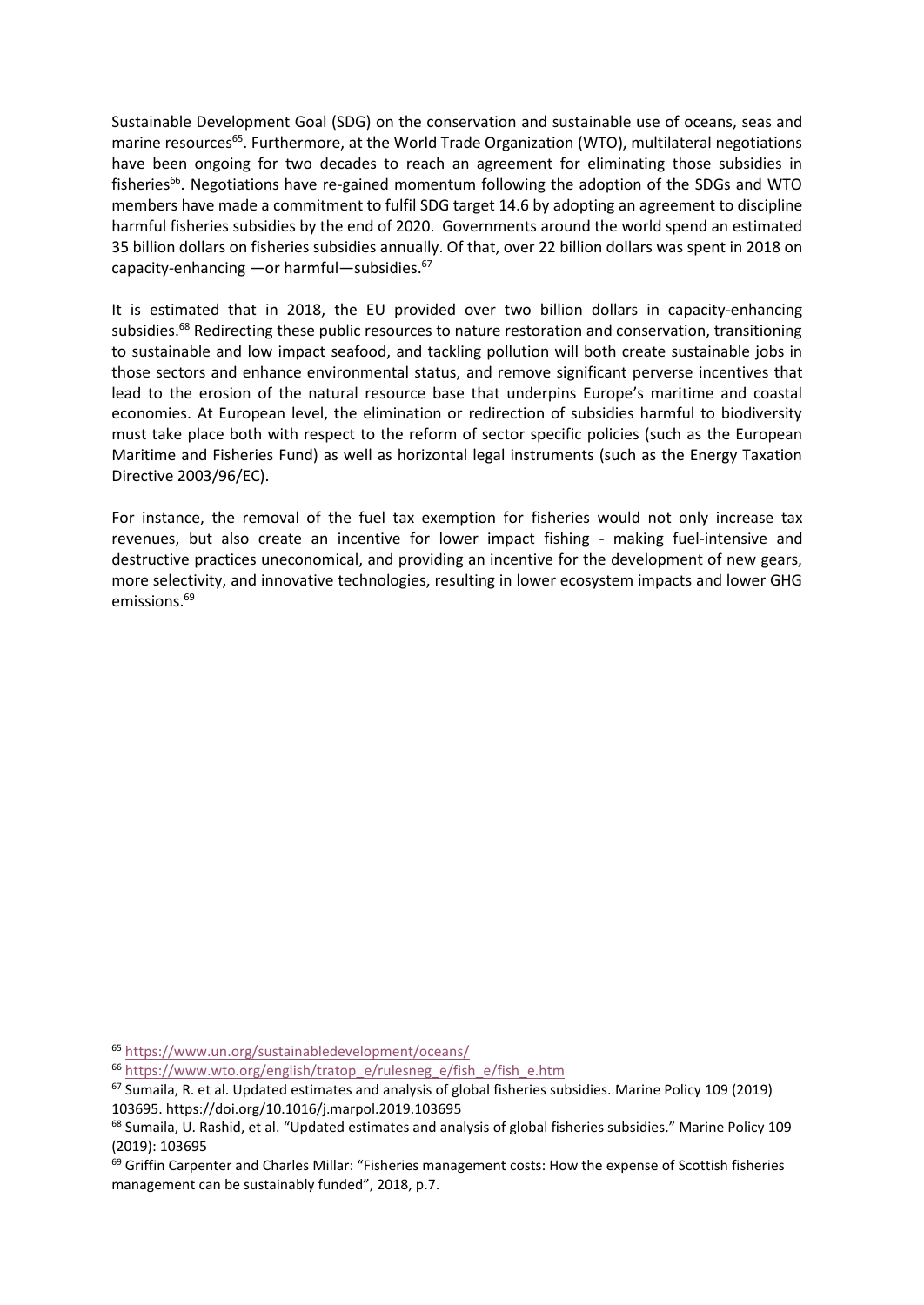Sustainable Development Goal (SDG) on the conservation and sustainable use of oceans, seas and marine resources[65]. Furthermore, at the World Trade Organization (WTO), multilateral negotiations have been ongoing for two decades to reach an agreement for eliminating those subsidies in fisheries[66]. Negotiations have re-gained momentum following the adoption of the SDGs and WTO members have made a commitment to fulfil SDG target 14.6 by adopting an agreement to discipline harmful fisheries subsidies by the end of 2020. Governments around the world spend an estimated 35 billion dollars on fisheries subsidies annually. Of that, over 22 billion dollars was spent in 2018 on capacity-enhancing —or harmful—subsidies.[67]

It is estimated that in 2018, the EU provided over two billion dollars in capacity-enhancing subsidies.[68] Redirecting these public resources to nature restoration and conservation, transitioning to sustainable and low impact seafood, and tackling pollution will both create sustainable jobs in those sectors and enhance environmental status, and remove significant perverse incentives that lead to the erosion of the natural resource base that underpins Europe's maritime and coastal economies. At European level, the elimination or redirection of subsidies harmful to biodiversity must take place both with respect to the reform of sector specific policies (such as the European Maritime and Fisheries Fund) as well as horizontal legal instruments (such as the Energy Taxation Directive 2003/96/EC).

For instance, the removal of the fuel tax exemption for fisheries would not only increase tax revenues, but also create an incentive for lower impact fishing - making fuel-intensive and destructive practices uneconomical, and providing an incentive for the development of new gears, more selectivity, and innovative technologies, resulting in lower ecosystem impacts and lower GHG emissions.[69]

---

[65] https://www.un.org/sustainabledevelopment/oceans/

[66] https://www.wto.org/english/tratop_e/rulesneg_e/fish_e/fish_e.htm

[67] Sumaila, R. et al. Updated estimates and analysis of global fisheries subsidies. Marine Policy 109 (2019) 103695. https://doi.org/10.1016/j.marpol.2019.103695

[68] Sumaila, U. Rashid, et al. "Updated estimates and analysis of global fisheries subsidies." Marine Policy 109 (2019): 103695

[69] Griffin Carpenter and Charles Millar: "Fisheries management costs: How the expense of Scottish fisheries management can be sustainably funded", 2018, p.7.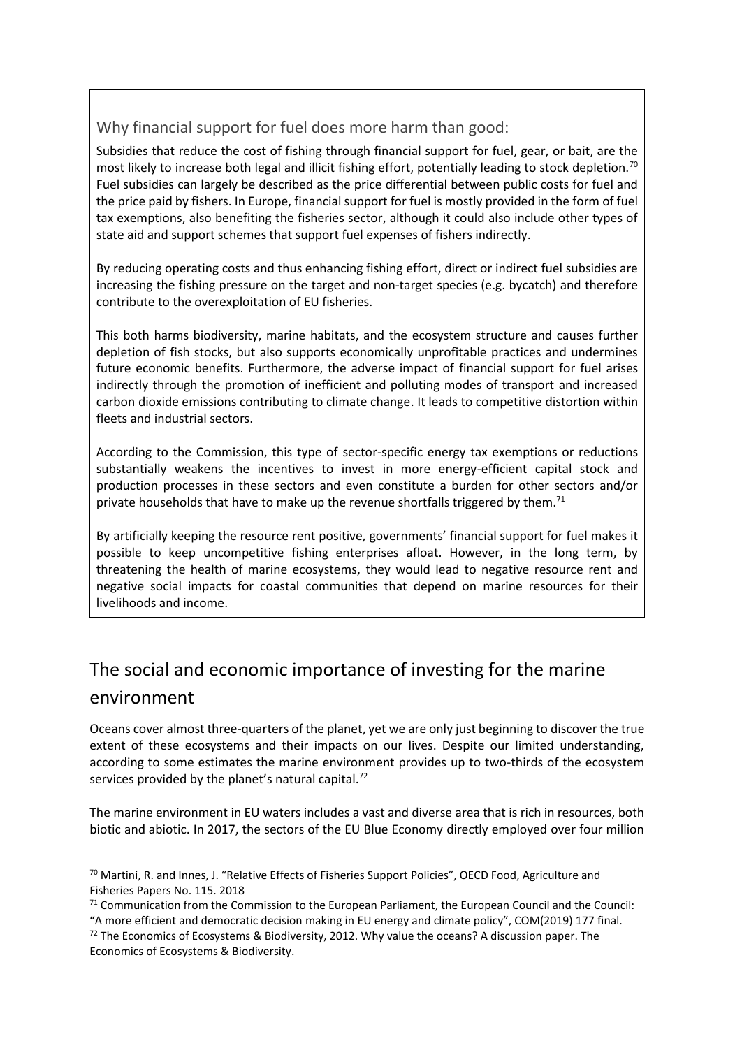### Why financial support for fuel does more harm than good:

Subsidies that reduce the cost of fishing through financial support for fuel, gear, or bait, are the most likely to increase both legal and illicit fishing effort, potentially leading to stock depletion.[70] Fuel subsidies can largely be described as the price differential between public costs for fuel and the price paid by fishers. In Europe, financial support for fuel is mostly provided in the form of fuel tax exemptions, also benefiting the fisheries sector, although it could also include other types of state aid and support schemes that support fuel expenses of fishers indirectly.

By reducing operating costs and thus enhancing fishing effort, direct or indirect fuel subsidies are increasing the fishing pressure on the target and non-target species (e.g. bycatch) and therefore contribute to the overexploitation of EU fisheries.

This both harms biodiversity, marine habitats, and the ecosystem structure and causes further depletion of fish stocks, but also supports economically unprofitable practices and undermines future economic benefits. Furthermore, the adverse impact of financial support for fuel arises indirectly through the promotion of inefficient and polluting modes of transport and increased carbon dioxide emissions contributing to climate change. It leads to competitive distortion within fleets and industrial sectors.

According to the Commission, this type of sector-specific energy tax exemptions or reductions substantially weakens the incentives to invest in more energy-efficient capital stock and production processes in these sectors and even constitute a burden for other sectors and/or private households that have to make up the revenue shortfalls triggered by them.[71]

By artificially keeping the resource rent positive, governments' financial support for fuel makes it possible to keep uncompetitive fishing enterprises afloat. However, in the long term, by threatening the health of marine ecosystems, they would lead to negative resource rent and negative social impacts for coastal communities that depend on marine resources for their livelihoods and income.

## The social and economic importance of investing for the marine environment

Oceans cover almost three-quarters of the planet, yet we are only just beginning to discover the true extent of these ecosystems and their impacts on our lives. Despite our limited understanding, according to some estimates the marine environment provides up to two-thirds of the ecosystem services provided by the planet's natural capital.[72]

The marine environment in EU waters includes a vast and diverse area that is rich in resources, both biotic and abiotic. In 2017, the sectors of the EU Blue Economy directly employed over four million

---

[70] Martini, R. and Innes, J. "Relative Effects of Fisheries Support Policies", OECD Food, Agriculture and Fisheries Papers No. 115. 2018

[71] Communication from the Commission to the European Parliament, the European Council and the Council: "A more efficient and democratic decision making in EU energy and climate policy", COM(2019) 177 final.

[72] The Economics of Ecosystems & Biodiversity, 2012. Why value the oceans? A discussion paper. The Economics of Ecosystems & Biodiversity.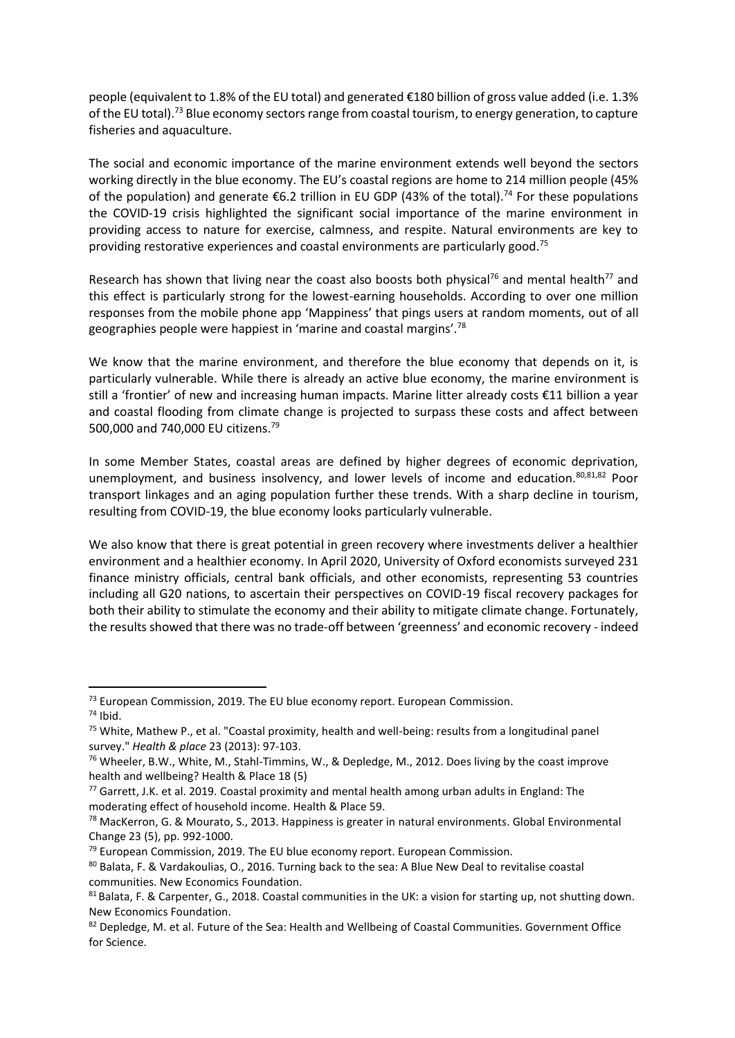people (equivalent to 1.8% of the EU total) and generated €180 billion of gross value added (i.e. 1.3% of the EU total).[73] Blue economy sectors range from coastal tourism, to energy generation, to capture fisheries and aquaculture.

The social and economic importance of the marine environment extends well beyond the sectors working directly in the blue economy. The EU's coastal regions are home to 214 million people (45% of the population) and generate €6.2 trillion in EU GDP (43% of the total).[74] For these populations the COVID-19 crisis highlighted the significant social importance of the marine environment in providing access to nature for exercise, calmness, and respite. Natural environments are key to providing restorative experiences and coastal environments are particularly good.[75]

Research has shown that living near the coast also boosts both physical[76] and mental health[77] and this effect is particularly strong for the lowest-earning households. According to over one million responses from the mobile phone app 'Mappiness' that pings users at random moments, out of all geographies people were happiest in 'marine and coastal margins'.[78]

We know that the marine environment, and therefore the blue economy that depends on it, is particularly vulnerable. While there is already an active blue economy, the marine environment is still a 'frontier' of new and increasing human impacts. Marine litter already costs €11 billion a year and coastal flooding from climate change is projected to surpass these costs and affect between 500,000 and 740,000 EU citizens.[79]

In some Member States, coastal areas are defined by higher degrees of economic deprivation, unemployment, and business insolvency, and lower levels of income and education.[80,81,82] Poor transport linkages and an aging population further these trends. With a sharp decline in tourism, resulting from COVID-19, the blue economy looks particularly vulnerable.

We also know that there is great potential in green recovery where investments deliver a healthier environment and a healthier economy. In April 2020, University of Oxford economists surveyed 231 finance ministry officials, central bank officials, and other economists, representing 53 countries including all G20 nations, to ascertain their perspectives on COVID-19 fiscal recovery packages for both their ability to stimulate the economy and their ability to mitigate climate change. Fortunately, the results showed that there was no trade-off between 'greenness' and economic recovery - indeed

---

[73] European Commission, 2019. The EU blue economy report. European Commission.

[74] Ibid.

[75] White, Mathew P., et al. "Coastal proximity, health and well-being: results from a longitudinal panel survey." *Health & place* 23 (2013): 97-103.

[76] Wheeler, B.W., White, M., Stahl-Timmins, W., & Depledge, M., 2012. Does living by the coast improve health and wellbeing? Health & Place 18 (5)

[77] Garrett, J.K. et al. 2019. Coastal proximity and mental health among urban adults in England: The moderating effect of household income. Health & Place 59.

[78] MacKerron, G. & Mourato, S., 2013. Happiness is greater in natural environments. Global Environmental Change 23 (5), pp. 992-1000.

[79] European Commission, 2019. The EU blue economy report. European Commission.

[80] Balata, F. & Vardakoulias, O., 2016. Turning back to the sea: A Blue New Deal to revitalise coastal communities. New Economics Foundation.

[81] Balata, F. & Carpenter, G., 2018. Coastal communities in the UK: a vision for starting up, not shutting down. New Economics Foundation.

[82] Depledge, M. et al. Future of the Sea: Health and Wellbeing of Coastal Communities. Government Office for Science.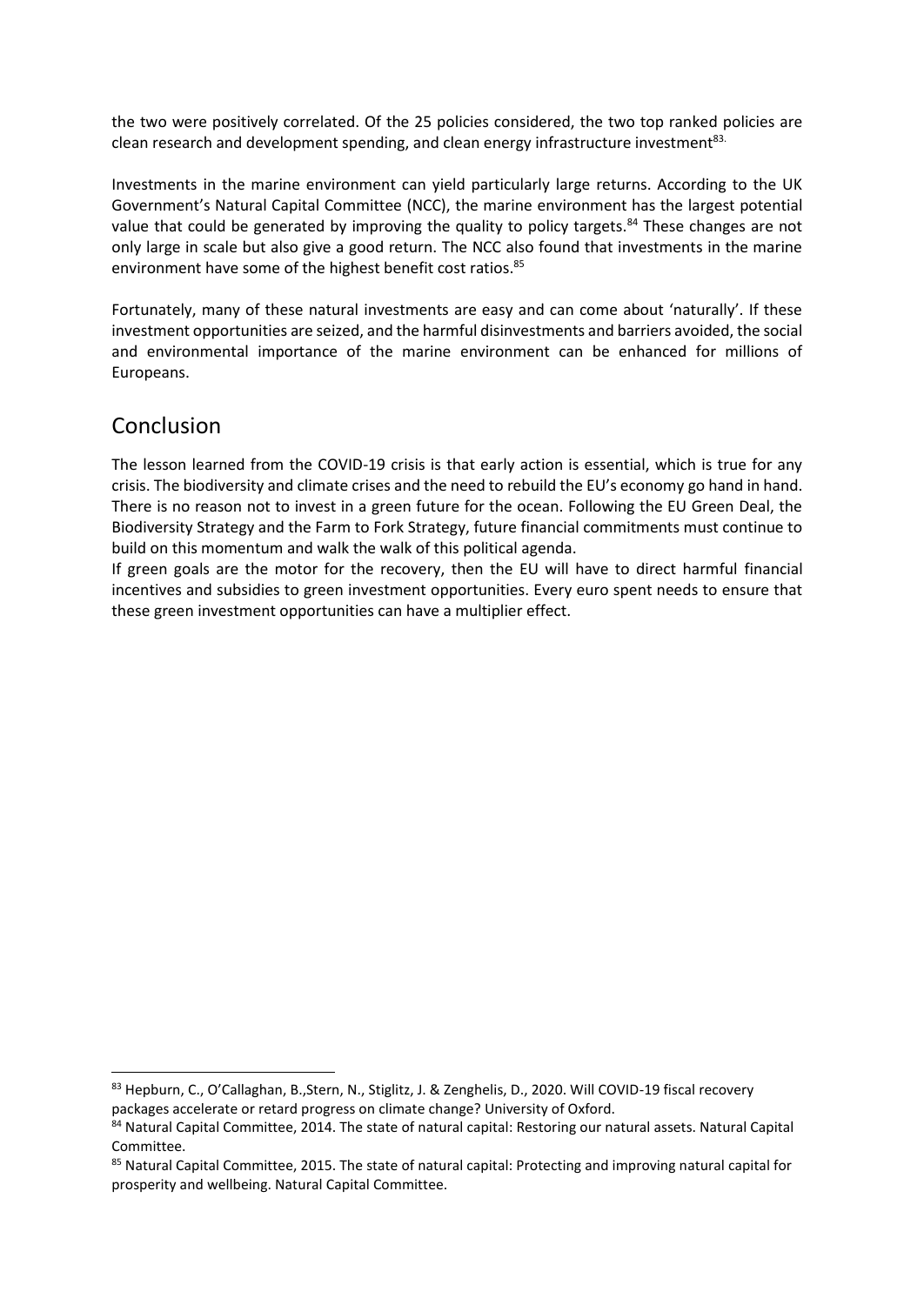the two were positively correlated. Of the 25 policies considered, the two top ranked policies are clean research and development spending, and clean energy infrastructure investment[83].

Investments in the marine environment can yield particularly large returns. According to the UK Government's Natural Capital Committee (NCC), the marine environment has the largest potential value that could be generated by improving the quality to policy targets.[84] These changes are not only large in scale but also give a good return. The NCC also found that investments in the marine environment have some of the highest benefit cost ratios.[85]

Fortunately, many of these natural investments are easy and can come about 'naturally'. If these investment opportunities are seized, and the harmful disinvestments and barriers avoided, the social and environmental importance of the marine environment can be enhanced for millions of Europeans.

## Conclusion

The lesson learned from the COVID-19 crisis is that early action is essential, which is true for any crisis. The biodiversity and climate crises and the need to rebuild the EU's economy go hand in hand. There is no reason not to invest in a green future for the ocean. Following the EU Green Deal, the Biodiversity Strategy and the Farm to Fork Strategy, future financial commitments must continue to build on this momentum and walk the walk of this political agenda.

If green goals are the motor for the recovery, then the EU will have to direct harmful financial incentives and subsidies to green investment opportunities. Every euro spent needs to ensure that these green investment opportunities can have a multiplier effect.

---

[83] Hepburn, C., O'Callaghan, B.,Stern, N., Stiglitz, J. & Zenghelis, D., 2020. Will COVID-19 fiscal recovery packages accelerate or retard progress on climate change? University of Oxford.

[84] Natural Capital Committee, 2014. The state of natural capital: Restoring our natural assets. Natural Capital Committee.

[85] Natural Capital Committee, 2015. The state of natural capital: Protecting and improving natural capital for prosperity and wellbeing. Natural Capital Committee.